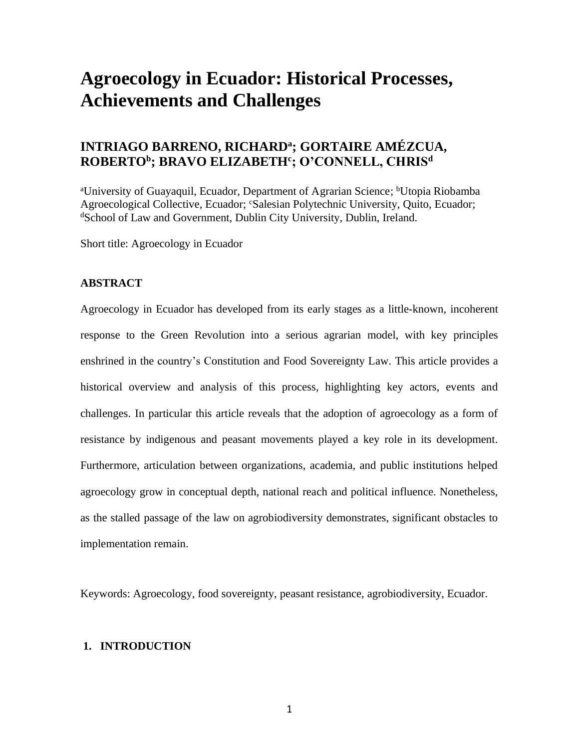# Agroecology in Ecuador: Historical Processes, Achievements and Challenges

## INTRIAGO BARRENO, RICHARD[a]; GORTAIRE AMÉZCUA, ROBERTO[b]; BRAVO ELIZABETH[c]; O'CONNELL, CHRIS[d]

[a]University of Guayaquil, Ecuador, Department of Agrarian Science; [b]Utopia Riobamba Agroecological Collective, Ecuador; [c]Salesian Polytechnic University, Quito, Ecuador; [d]School of Law and Government, Dublin City University, Dublin, Ireland.

Short title: Agroecology in Ecuador

### ABSTRACT

Agroecology in Ecuador has developed from its early stages as a little-known, incoherent response to the Green Revolution into a serious agrarian model, with key principles enshrined in the country's Constitution and Food Sovereignty Law. This article provides a historical overview and analysis of this process, highlighting key actors, events and challenges. In particular this article reveals that the adoption of agroecology as a form of resistance by indigenous and peasant movements played a key role in its development. Furthermore, articulation between organizations, academia, and public institutions helped agroecology grow in conceptual depth, national reach and political influence. Nonetheless, as the stalled passage of the law on agrobiodiversity demonstrates, significant obstacles to implementation remain.

Keywords: Agroecology, food sovereignty, peasant resistance, agrobiodiversity, Ecuador.

### 1. INTRODUCTION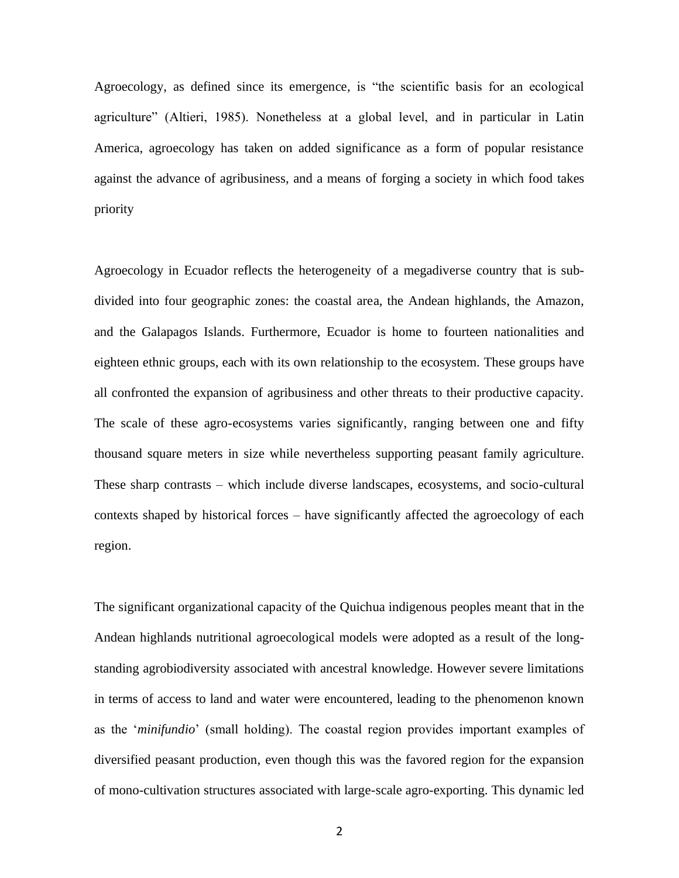Agroecology, as defined since its emergence, is "the scientific basis for an ecological agriculture" (Altieri, 1985). Nonetheless at a global level, and in particular in Latin America, agroecology has taken on added significance as a form of popular resistance against the advance of agribusiness, and a means of forging a society in which food takes priority

Agroecology in Ecuador reflects the heterogeneity of a megadiverse country that is subdivided into four geographic zones: the coastal area, the Andean highlands, the Amazon, and the Galapagos Islands. Furthermore, Ecuador is home to fourteen nationalities and eighteen ethnic groups, each with its own relationship to the ecosystem. These groups have all confronted the expansion of agribusiness and other threats to their productive capacity. The scale of these agro-ecosystems varies significantly, ranging between one and fifty thousand square meters in size while nevertheless supporting peasant family agriculture. These sharp contrasts – which include diverse landscapes, ecosystems, and socio-cultural contexts shaped by historical forces – have significantly affected the agroecology of each region.

The significant organizational capacity of the Quichua indigenous peoples meant that in the Andean highlands nutritional agroecological models were adopted as a result of the long-standing agrobiodiversity associated with ancestral knowledge. However severe limitations in terms of access to land and water were encountered, leading to the phenomenon known as the '*minifundio*' (small holding). The coastal region provides important examples of diversified peasant production, even though this was the favored region for the expansion of mono-cultivation structures associated with large-scale agro-exporting. This dynamic led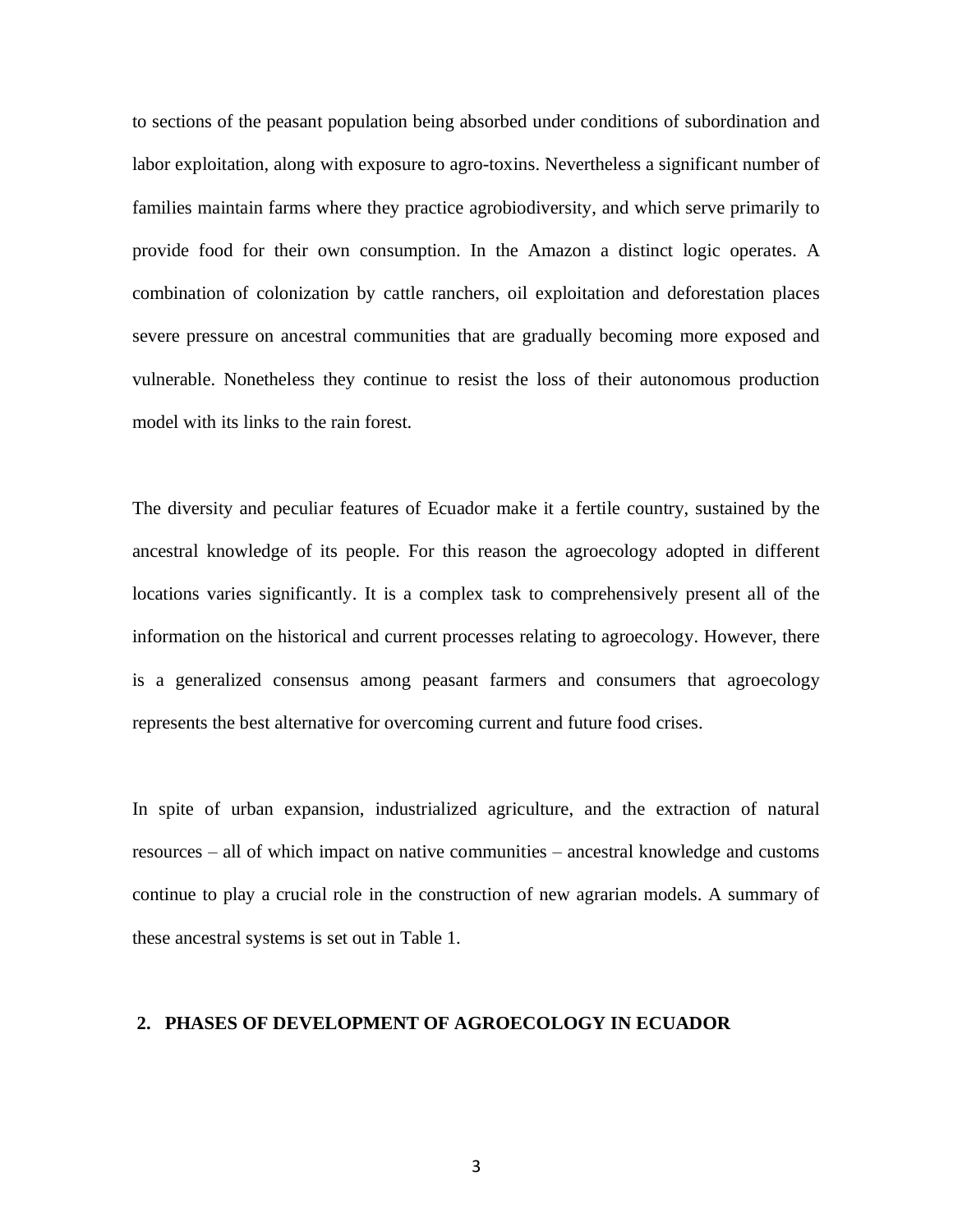to sections of the peasant population being absorbed under conditions of subordination and labor exploitation, along with exposure to agro-toxins. Nevertheless a significant number of families maintain farms where they practice agrobiodiversity, and which serve primarily to provide food for their own consumption. In the Amazon a distinct logic operates. A combination of colonization by cattle ranchers, oil exploitation and deforestation places severe pressure on ancestral communities that are gradually becoming more exposed and vulnerable. Nonetheless they continue to resist the loss of their autonomous production model with its links to the rain forest.

The diversity and peculiar features of Ecuador make it a fertile country, sustained by the ancestral knowledge of its people. For this reason the agroecology adopted in different locations varies significantly. It is a complex task to comprehensively present all of the information on the historical and current processes relating to agroecology. However, there is a generalized consensus among peasant farmers and consumers that agroecology represents the best alternative for overcoming current and future food crises.

In spite of urban expansion, industrialized agriculture, and the extraction of natural resources – all of which impact on native communities – ancestral knowledge and customs continue to play a crucial role in the construction of new agrarian models. A summary of these ancestral systems is set out in Table 1.

## 2. PHASES OF DEVELOPMENT OF AGROECOLOGY IN ECUADOR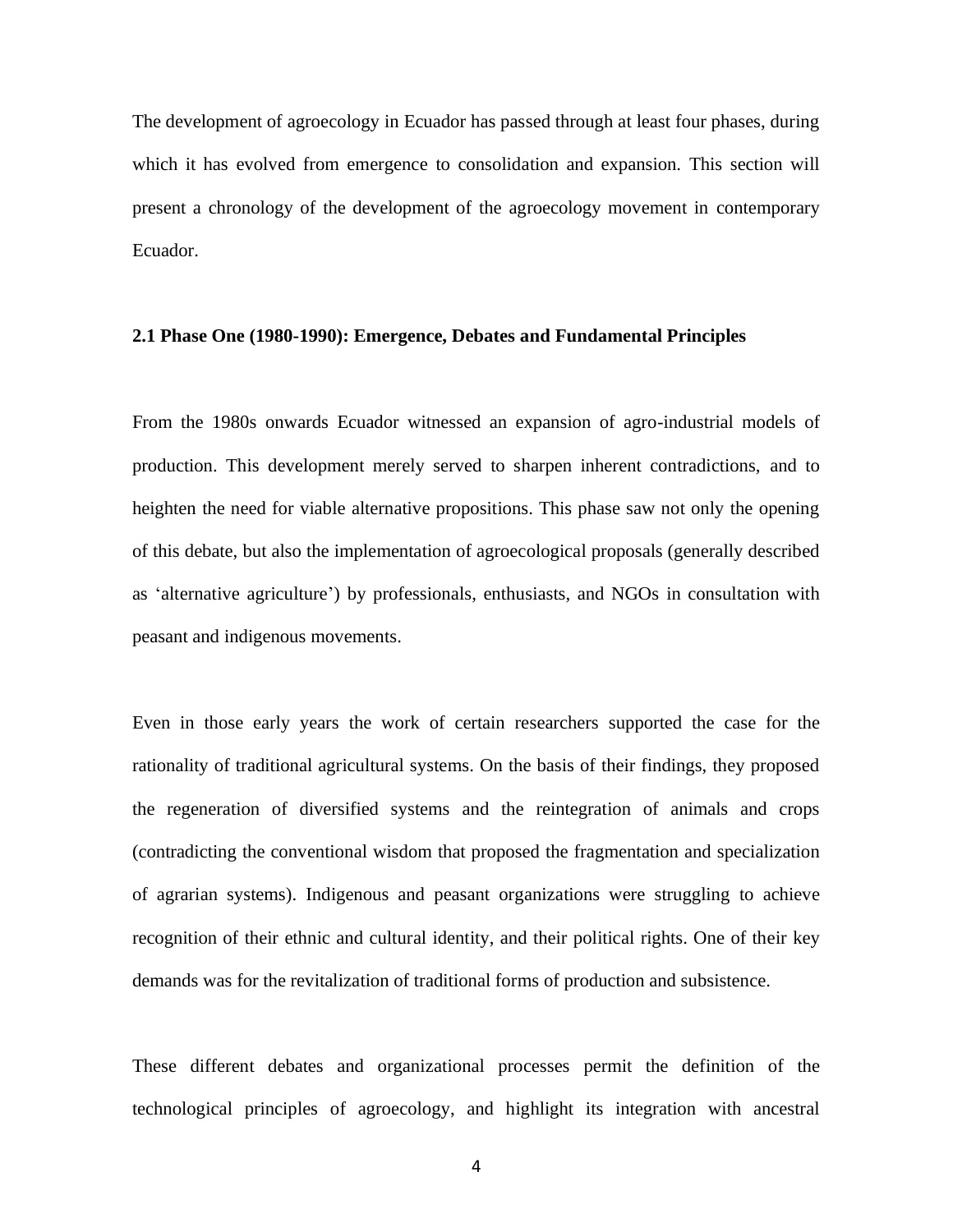The development of agroecology in Ecuador has passed through at least four phases, during which it has evolved from emergence to consolidation and expansion. This section will present a chronology of the development of the agroecology movement in contemporary Ecuador.

### 2.1 Phase One (1980-1990): Emergence, Debates and Fundamental Principles

From the 1980s onwards Ecuador witnessed an expansion of agro-industrial models of production. This development merely served to sharpen inherent contradictions, and to heighten the need for viable alternative propositions. This phase saw not only the opening of this debate, but also the implementation of agroecological proposals (generally described as 'alternative agriculture') by professionals, enthusiasts, and NGOs in consultation with peasant and indigenous movements.

Even in those early years the work of certain researchers supported the case for the rationality of traditional agricultural systems. On the basis of their findings, they proposed the regeneration of diversified systems and the reintegration of animals and crops (contradicting the conventional wisdom that proposed the fragmentation and specialization of agrarian systems). Indigenous and peasant organizations were struggling to achieve recognition of their ethnic and cultural identity, and their political rights. One of their key demands was for the revitalization of traditional forms of production and subsistence.

These different debates and organizational processes permit the definition of the technological principles of agroecology, and highlight its integration with ancestral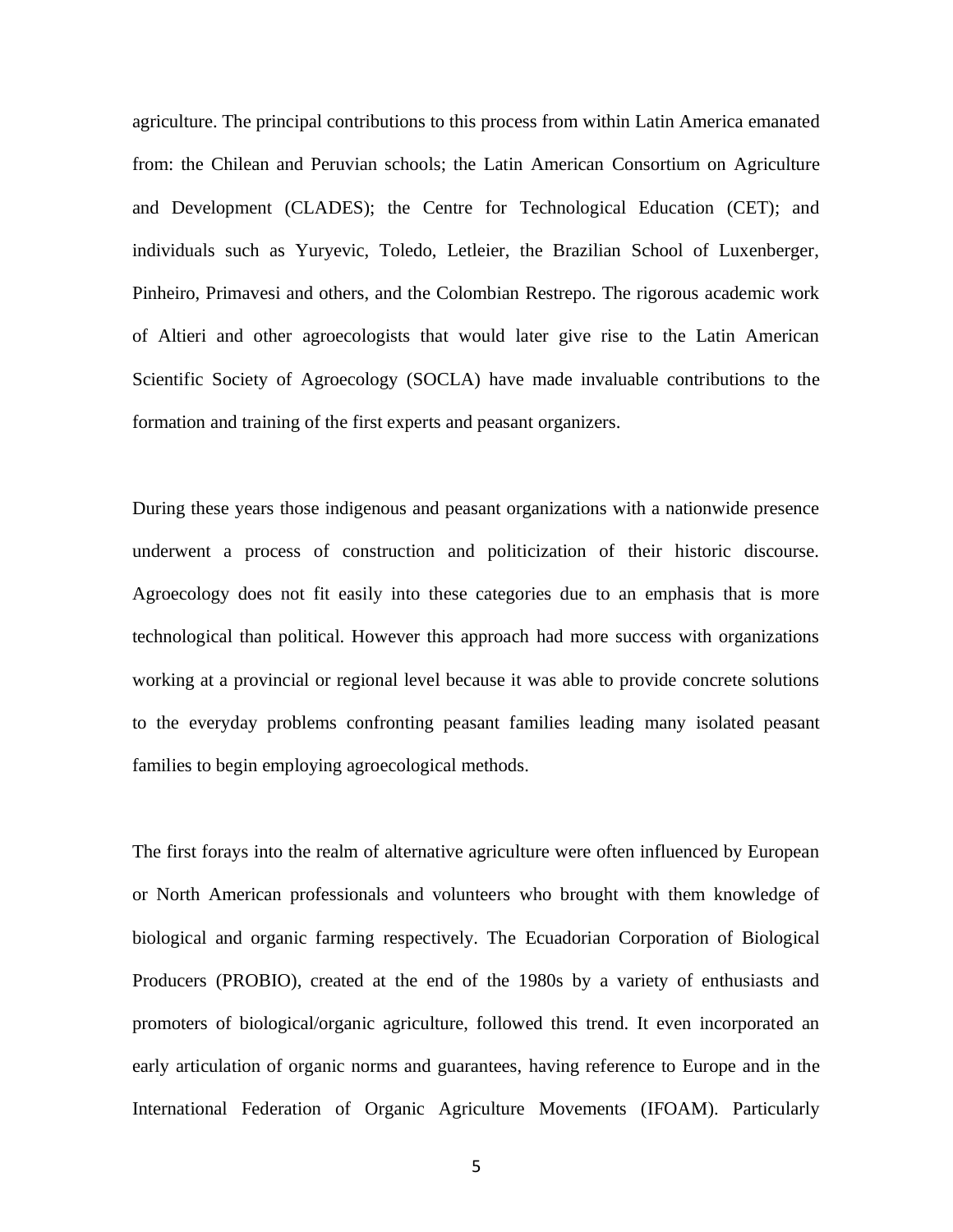agriculture. The principal contributions to this process from within Latin America emanated from: the Chilean and Peruvian schools; the Latin American Consortium on Agriculture and Development (CLADES); the Centre for Technological Education (CET); and individuals such as Yuryevic, Toledo, Letleier, the Brazilian School of Luxenberger, Pinheiro, Primavesi and others, and the Colombian Restrepo. The rigorous academic work of Altieri and other agroecologists that would later give rise to the Latin American Scientific Society of Agroecology (SOCLA) have made invaluable contributions to the formation and training of the first experts and peasant organizers.

During these years those indigenous and peasant organizations with a nationwide presence underwent a process of construction and politicization of their historic discourse. Agroecology does not fit easily into these categories due to an emphasis that is more technological than political. However this approach had more success with organizations working at a provincial or regional level because it was able to provide concrete solutions to the everyday problems confronting peasant families leading many isolated peasant families to begin employing agroecological methods.

The first forays into the realm of alternative agriculture were often influenced by European or North American professionals and volunteers who brought with them knowledge of biological and organic farming respectively. The Ecuadorian Corporation of Biological Producers (PROBIO), created at the end of the 1980s by a variety of enthusiasts and promoters of biological/organic agriculture, followed this trend. It even incorporated an early articulation of organic norms and guarantees, having reference to Europe and in the International Federation of Organic Agriculture Movements (IFOAM). Particularly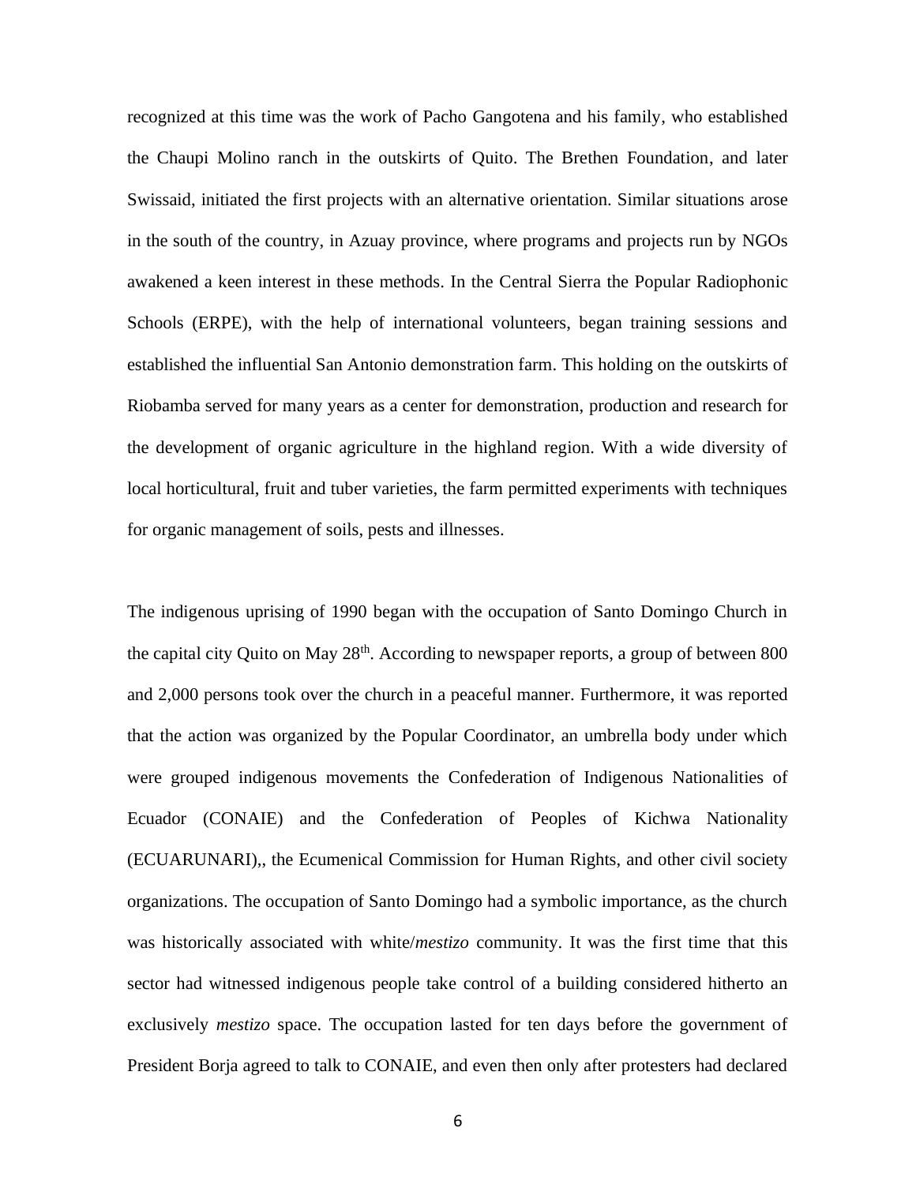recognized at this time was the work of Pacho Gangotena and his family, who established the Chaupi Molino ranch in the outskirts of Quito. The Brethen Foundation, and later Swissaid, initiated the first projects with an alternative orientation. Similar situations arose in the south of the country, in Azuay province, where programs and projects run by NGOs awakened a keen interest in these methods. In the Central Sierra the Popular Radiophonic Schools (ERPE), with the help of international volunteers, began training sessions and established the influential San Antonio demonstration farm. This holding on the outskirts of Riobamba served for many years as a center for demonstration, production and research for the development of organic agriculture in the highland region. With a wide diversity of local horticultural, fruit and tuber varieties, the farm permitted experiments with techniques for organic management of soils, pests and illnesses.

The indigenous uprising of 1990 began with the occupation of Santo Domingo Church in the capital city Quito on May 28th. According to newspaper reports, a group of between 800 and 2,000 persons took over the church in a peaceful manner. Furthermore, it was reported that the action was organized by the Popular Coordinator, an umbrella body under which were grouped indigenous movements the Confederation of Indigenous Nationalities of Ecuador (CONAIE) and the Confederation of Peoples of Kichwa Nationality (ECUARUNARI),, the Ecumenical Commission for Human Rights, and other civil society organizations. The occupation of Santo Domingo had a symbolic importance, as the church was historically associated with white/*mestizo* community. It was the first time that this sector had witnessed indigenous people take control of a building considered hitherto an exclusively *mestizo* space. The occupation lasted for ten days before the government of President Borja agreed to talk to CONAIE, and even then only after protesters had declared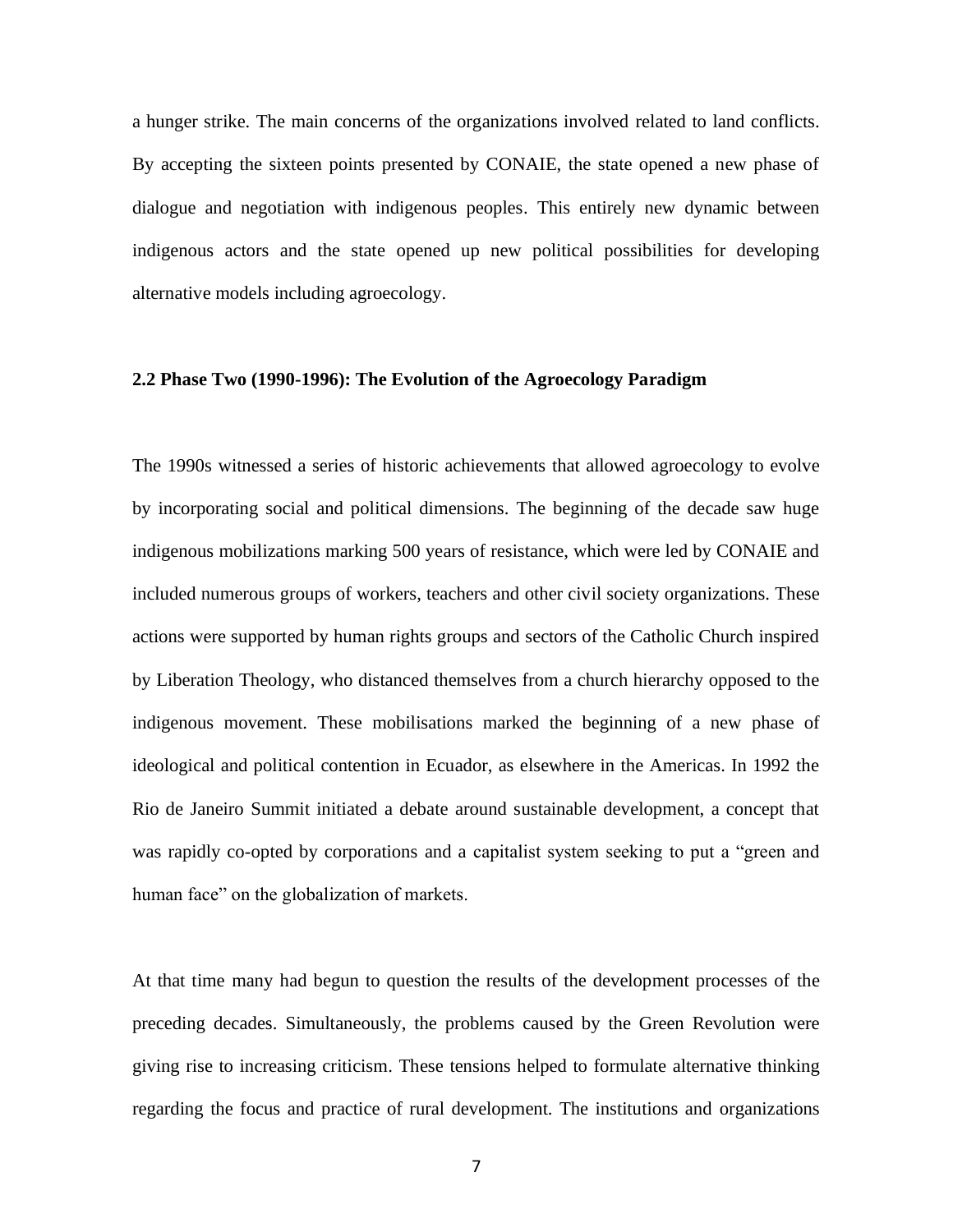a hunger strike. The main concerns of the organizations involved related to land conflicts. By accepting the sixteen points presented by CONAIE, the state opened a new phase of dialogue and negotiation with indigenous peoples. This entirely new dynamic between indigenous actors and the state opened up new political possibilities for developing alternative models including agroecology.

### 2.2 Phase Two (1990-1996): The Evolution of the Agroecology Paradigm

The 1990s witnessed a series of historic achievements that allowed agroecology to evolve by incorporating social and political dimensions. The beginning of the decade saw huge indigenous mobilizations marking 500 years of resistance, which were led by CONAIE and included numerous groups of workers, teachers and other civil society organizations. These actions were supported by human rights groups and sectors of the Catholic Church inspired by Liberation Theology, who distanced themselves from a church hierarchy opposed to the indigenous movement. These mobilisations marked the beginning of a new phase of ideological and political contention in Ecuador, as elsewhere in the Americas. In 1992 the Rio de Janeiro Summit initiated a debate around sustainable development, a concept that was rapidly co-opted by corporations and a capitalist system seeking to put a "green and human face" on the globalization of markets.

At that time many had begun to question the results of the development processes of the preceding decades. Simultaneously, the problems caused by the Green Revolution were giving rise to increasing criticism. These tensions helped to formulate alternative thinking regarding the focus and practice of rural development. The institutions and organizations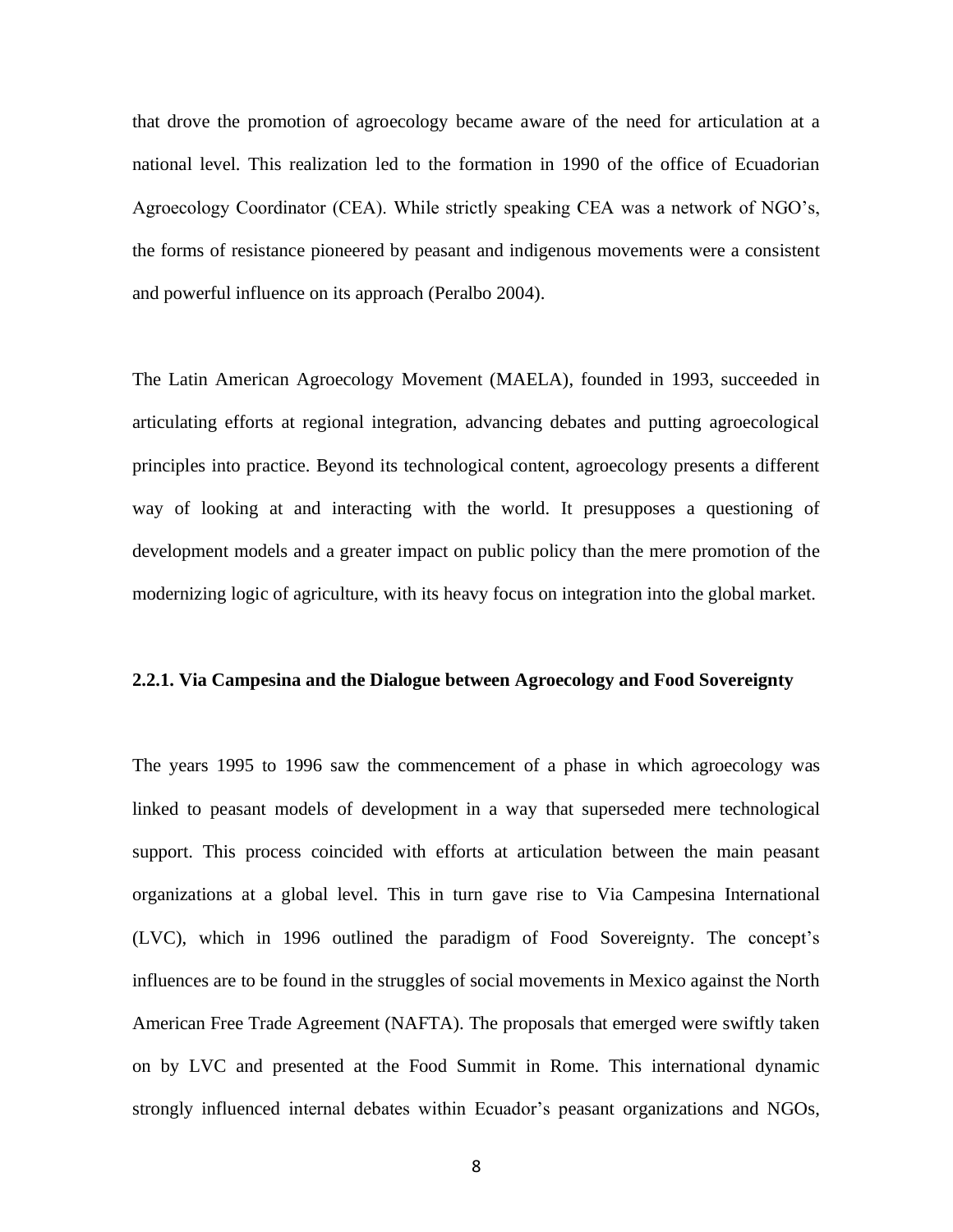that drove the promotion of agroecology became aware of the need for articulation at a national level. This realization led to the formation in 1990 of the office of Ecuadorian Agroecology Coordinator (CEA). While strictly speaking CEA was a network of NGO's, the forms of resistance pioneered by peasant and indigenous movements were a consistent and powerful influence on its approach (Peralbo 2004).

The Latin American Agroecology Movement (MAELA), founded in 1993, succeeded in articulating efforts at regional integration, advancing debates and putting agroecological principles into practice. Beyond its technological content, agroecology presents a different way of looking at and interacting with the world. It presupposes a questioning of development models and a greater impact on public policy than the mere promotion of the modernizing logic of agriculture, with its heavy focus on integration into the global market.

### 2.2.1. Via Campesina and the Dialogue between Agroecology and Food Sovereignty

The years 1995 to 1996 saw the commencement of a phase in which agroecology was linked to peasant models of development in a way that superseded mere technological support. This process coincided with efforts at articulation between the main peasant organizations at a global level. This in turn gave rise to Via Campesina International (LVC), which in 1996 outlined the paradigm of Food Sovereignty. The concept's influences are to be found in the struggles of social movements in Mexico against the North American Free Trade Agreement (NAFTA). The proposals that emerged were swiftly taken on by LVC and presented at the Food Summit in Rome. This international dynamic strongly influenced internal debates within Ecuador's peasant organizations and NGOs,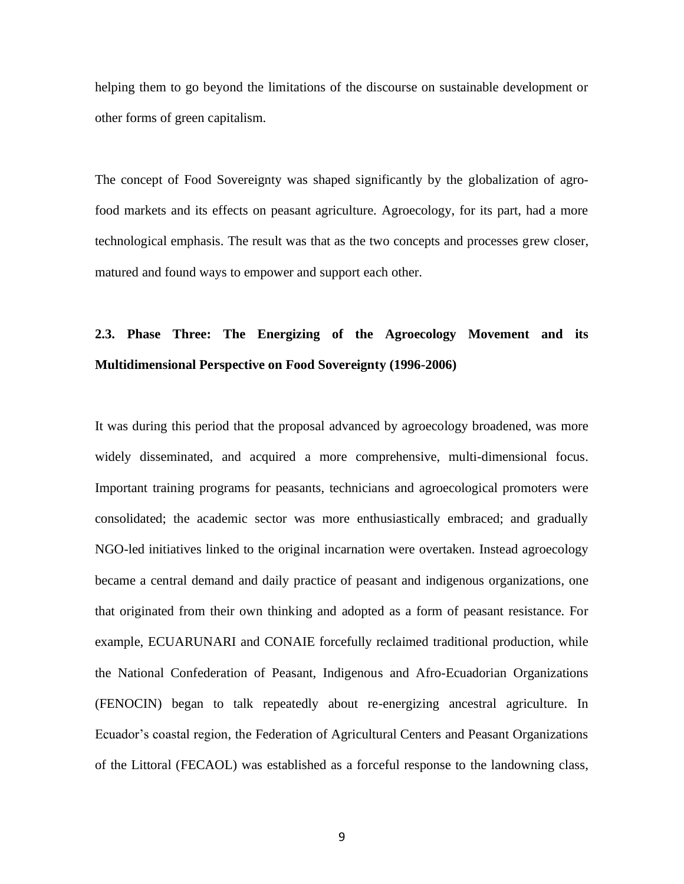helping them to go beyond the limitations of the discourse on sustainable development or other forms of green capitalism.

The concept of Food Sovereignty was shaped significantly by the globalization of agro-food markets and its effects on peasant agriculture. Agroecology, for its part, had a more technological emphasis. The result was that as the two concepts and processes grew closer, matured and found ways to empower and support each other.

### 2.3. Phase Three: The Energizing of the Agroecology Movement and its Multidimensional Perspective on Food Sovereignty (1996-2006)

It was during this period that the proposal advanced by agroecology broadened, was more widely disseminated, and acquired a more comprehensive, multi-dimensional focus. Important training programs for peasants, technicians and agroecological promoters were consolidated; the academic sector was more enthusiastically embraced; and gradually NGO-led initiatives linked to the original incarnation were overtaken. Instead agroecology became a central demand and daily practice of peasant and indigenous organizations, one that originated from their own thinking and adopted as a form of peasant resistance. For example, ECUARUNARI and CONAIE forcefully reclaimed traditional production, while the National Confederation of Peasant, Indigenous and Afro-Ecuadorian Organizations (FENOCIN) began to talk repeatedly about re-energizing ancestral agriculture. In Ecuador's coastal region, the Federation of Agricultural Centers and Peasant Organizations of the Littoral (FECAOL) was established as a forceful response to the landowning class,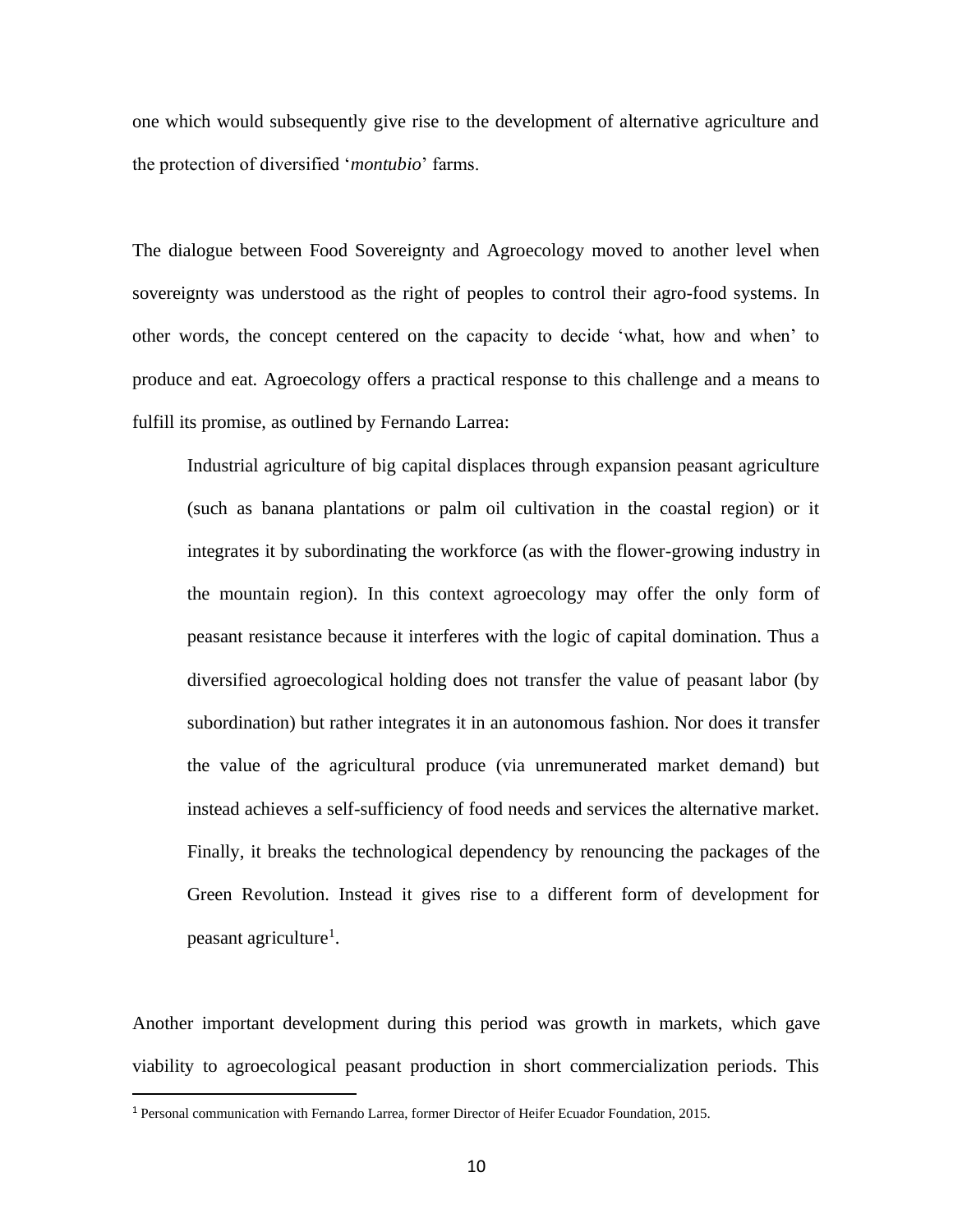one which would subsequently give rise to the development of alternative agriculture and the protection of diversified '*montubio*' farms.

The dialogue between Food Sovereignty and Agroecology moved to another level when sovereignty was understood as the right of peoples to control their agro-food systems. In other words, the concept centered on the capacity to decide 'what, how and when' to produce and eat. Agroecology offers a practical response to this challenge and a means to fulfill its promise, as outlined by Fernando Larrea:

> Industrial agriculture of big capital displaces through expansion peasant agriculture (such as banana plantations or palm oil cultivation in the coastal region) or it integrates it by subordinating the workforce (as with the flower-growing industry in the mountain region). In this context agroecology may offer the only form of peasant resistance because it interferes with the logic of capital domination. Thus a diversified agroecological holding does not transfer the value of peasant labor (by subordination) but rather integrates it in an autonomous fashion. Nor does it transfer the value of the agricultural produce (via unremunerated market demand) but instead achieves a self-sufficiency of food needs and services the alternative market. Finally, it breaks the technological dependency by renouncing the packages of the Green Revolution. Instead it gives rise to a different form of development for peasant agriculture[1].

Another important development during this period was growth in markets, which gave viability to agroecological peasant production in short commercialization periods. This

[1] Personal communication with Fernando Larrea, former Director of Heifer Ecuador Foundation, 2015.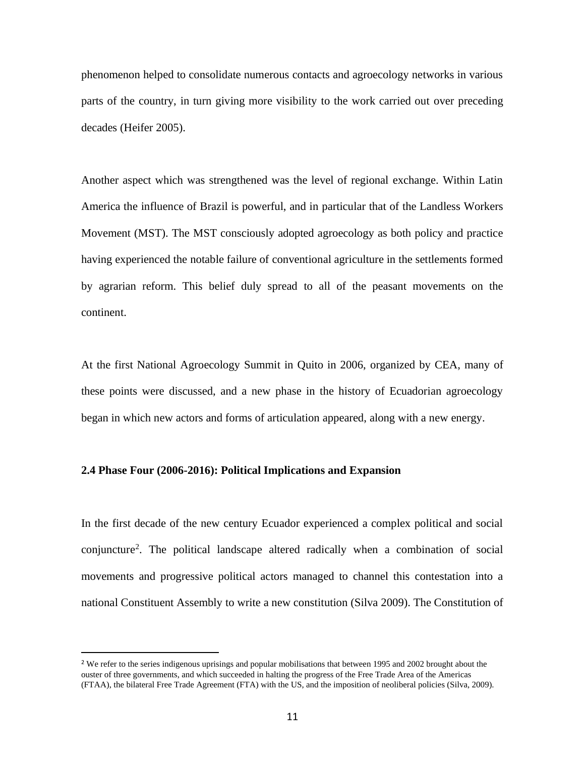phenomenon helped to consolidate numerous contacts and agroecology networks in various parts of the country, in turn giving more visibility to the work carried out over preceding decades (Heifer 2005).

Another aspect which was strengthened was the level of regional exchange. Within Latin America the influence of Brazil is powerful, and in particular that of the Landless Workers Movement (MST). The MST consciously adopted agroecology as both policy and practice having experienced the notable failure of conventional agriculture in the settlements formed by agrarian reform. This belief duly spread to all of the peasant movements on the continent.

At the first National Agroecology Summit in Quito in 2006, organized by CEA, many of these points were discussed, and a new phase in the history of Ecuadorian agroecology began in which new actors and forms of articulation appeared, along with a new energy.

### 2.4 Phase Four (2006-2016): Political Implications and Expansion

In the first decade of the new century Ecuador experienced a complex political and social conjuncture[2]. The political landscape altered radically when a combination of social movements and progressive political actors managed to channel this contestation into a national Constituent Assembly to write a new constitution (Silva 2009). The Constitution of

---

[2] We refer to the series indigenous uprisings and popular mobilisations that between 1995 and 2002 brought about the ouster of three governments, and which succeeded in halting the progress of the Free Trade Area of the Americas (FTAA), the bilateral Free Trade Agreement (FTA) with the US, and the imposition of neoliberal policies (Silva, 2009).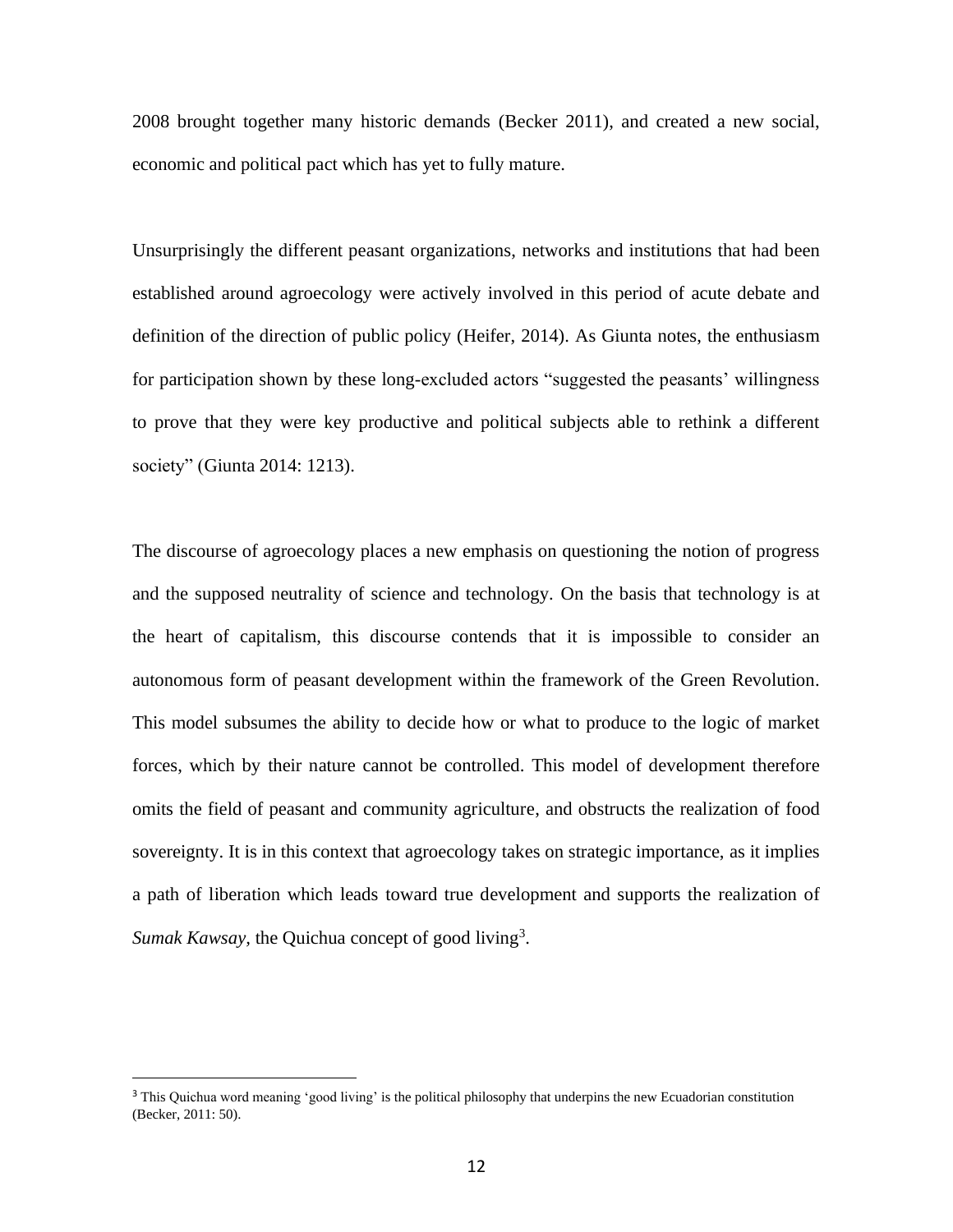2008 brought together many historic demands (Becker 2011), and created a new social, economic and political pact which has yet to fully mature.

Unsurprisingly the different peasant organizations, networks and institutions that had been established around agroecology were actively involved in this period of acute debate and definition of the direction of public policy (Heifer, 2014). As Giunta notes, the enthusiasm for participation shown by these long-excluded actors "suggested the peasants' willingness to prove that they were key productive and political subjects able to rethink a different society" (Giunta 2014: 1213).

The discourse of agroecology places a new emphasis on questioning the notion of progress and the supposed neutrality of science and technology. On the basis that technology is at the heart of capitalism, this discourse contends that it is impossible to consider an autonomous form of peasant development within the framework of the Green Revolution. This model subsumes the ability to decide how or what to produce to the logic of market forces, which by their nature cannot be controlled. This model of development therefore omits the field of peasant and community agriculture, and obstructs the realization of food sovereignty. It is in this context that agroecology takes on strategic importance, as it implies a path of liberation which leads toward true development and supports the realization of *Sumak Kawsay*, the Quichua concept of good living[3].

---

[3] This Quichua word meaning 'good living' is the political philosophy that underpins the new Ecuadorian constitution (Becker, 2011: 50).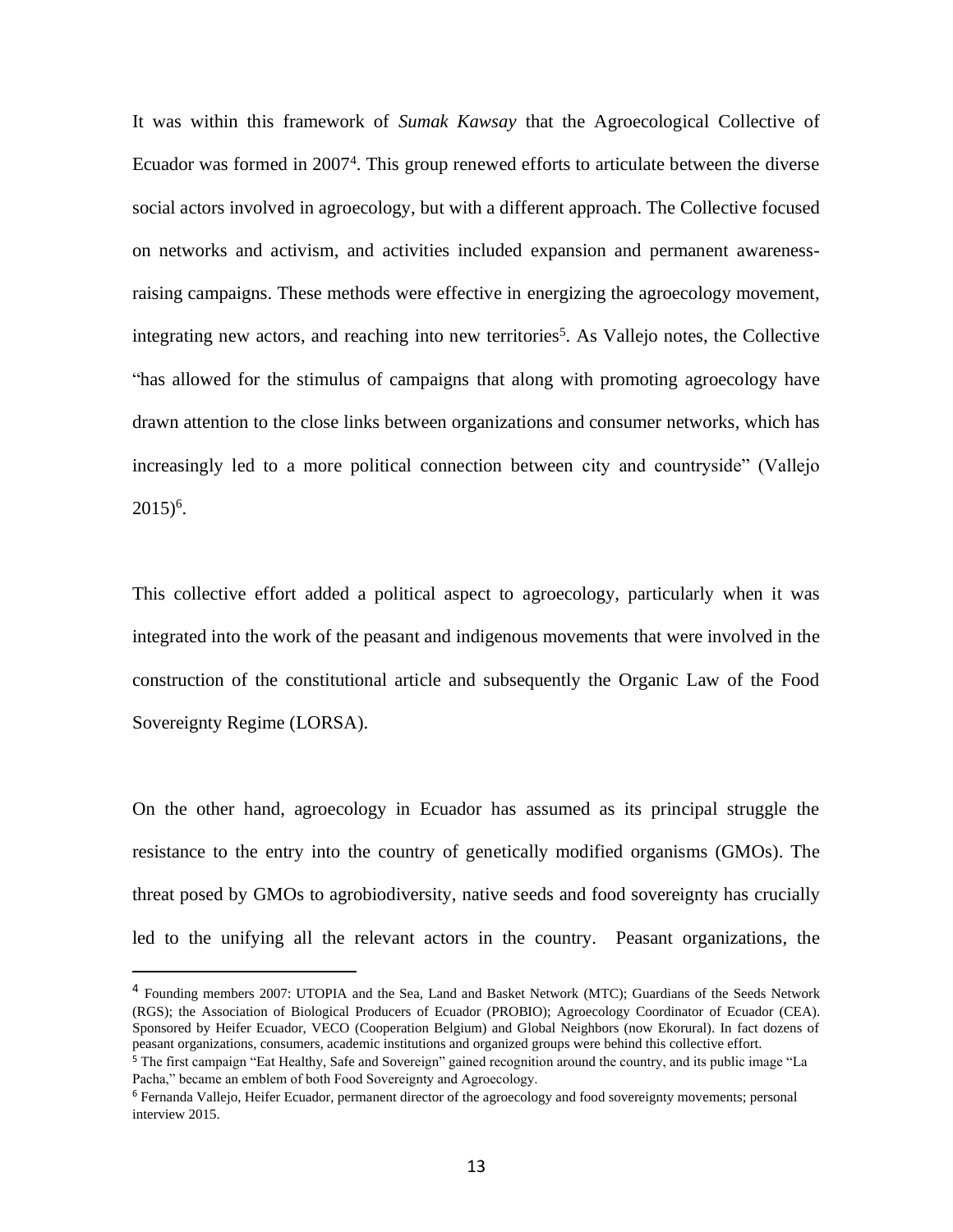It was within this framework of *Sumak Kawsay* that the Agroecological Collective of Ecuador was formed in 2007[4]. This group renewed efforts to articulate between the diverse social actors involved in agroecology, but with a different approach. The Collective focused on networks and activism, and activities included expansion and permanent awareness-raising campaigns. These methods were effective in energizing the agroecology movement, integrating new actors, and reaching into new territories[5]. As Vallejo notes, the Collective "has allowed for the stimulus of campaigns that along with promoting agroecology have drawn attention to the close links between organizations and consumer networks, which has increasingly led to a more political connection between city and countryside" (Vallejo 2015)[6].

This collective effort added a political aspect to agroecology, particularly when it was integrated into the work of the peasant and indigenous movements that were involved in the construction of the constitutional article and subsequently the Organic Law of the Food Sovereignty Regime (LORSA).

On the other hand, agroecology in Ecuador has assumed as its principal struggle the resistance to the entry into the country of genetically modified organisms (GMOs). The threat posed by GMOs to agrobiodiversity, native seeds and food sovereignty has crucially led to the unifying all the relevant actors in the country. Peasant organizations, the

---

[4] Founding members 2007: UTOPIA and the Sea, Land and Basket Network (MTC); Guardians of the Seeds Network (RGS); the Association of Biological Producers of Ecuador (PROBIO); Agroecology Coordinator of Ecuador (CEA). Sponsored by Heifer Ecuador, VECO (Cooperation Belgium) and Global Neighbors (now Ekorural). In fact dozens of peasant organizations, consumers, academic institutions and organized groups were behind this collective effort.

[5] The first campaign "Eat Healthy, Safe and Sovereign" gained recognition around the country, and its public image "La Pacha," became an emblem of both Food Sovereignty and Agroecology.

[6] Fernanda Vallejo, Heifer Ecuador, permanent director of the agroecology and food sovereignty movements; personal interview 2015.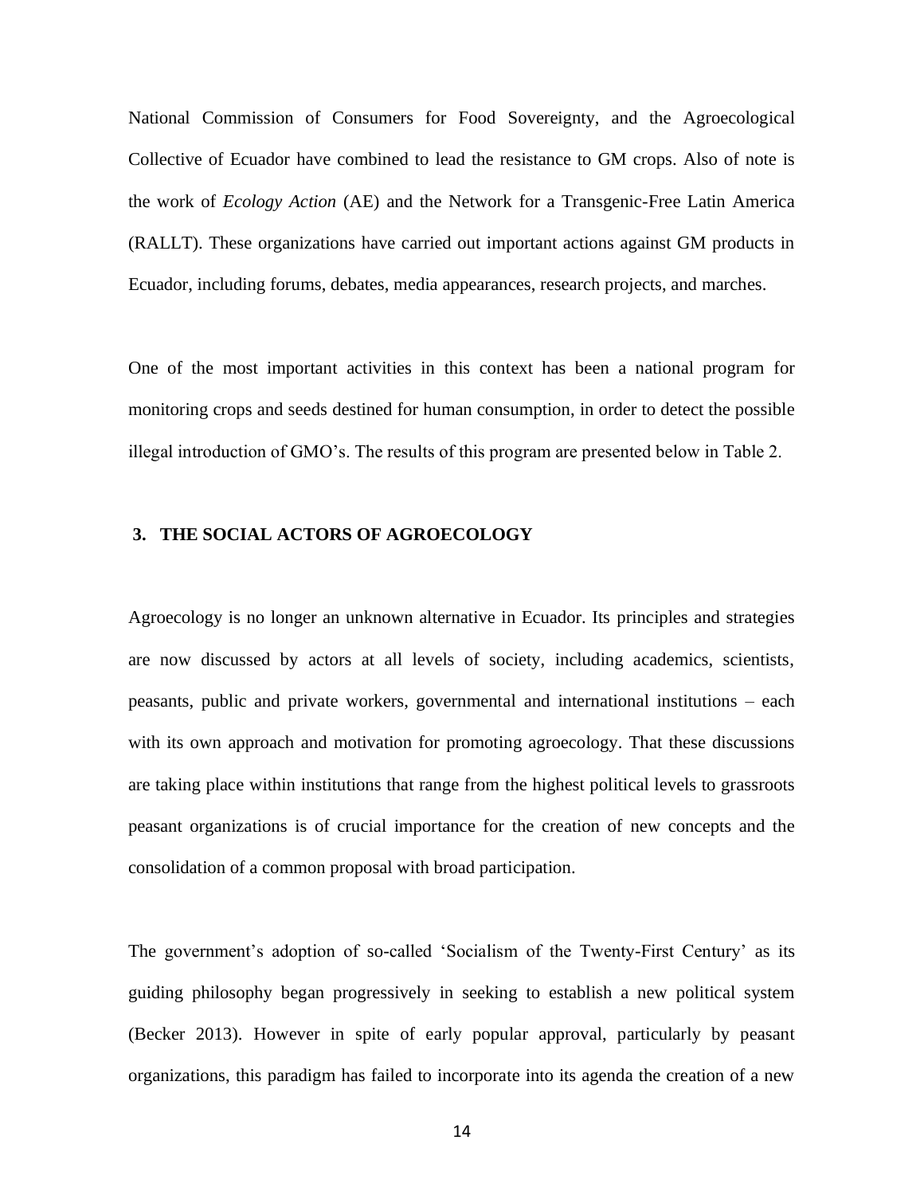National Commission of Consumers for Food Sovereignty, and the Agroecological Collective of Ecuador have combined to lead the resistance to GM crops. Also of note is the work of *Ecology Action* (AE) and the Network for a Transgenic-Free Latin America (RALLT). These organizations have carried out important actions against GM products in Ecuador, including forums, debates, media appearances, research projects, and marches.

One of the most important activities in this context has been a national program for monitoring crops and seeds destined for human consumption, in order to detect the possible illegal introduction of GMO's. The results of this program are presented below in Table 2.

## 3. THE SOCIAL ACTORS OF AGROECOLOGY

Agroecology is no longer an unknown alternative in Ecuador. Its principles and strategies are now discussed by actors at all levels of society, including academics, scientists, peasants, public and private workers, governmental and international institutions – each with its own approach and motivation for promoting agroecology. That these discussions are taking place within institutions that range from the highest political levels to grassroots peasant organizations is of crucial importance for the creation of new concepts and the consolidation of a common proposal with broad participation.

The government's adoption of so-called 'Socialism of the Twenty-First Century' as its guiding philosophy began progressively in seeking to establish a new political system (Becker 2013). However in spite of early popular approval, particularly by peasant organizations, this paradigm has failed to incorporate into its agenda the creation of a new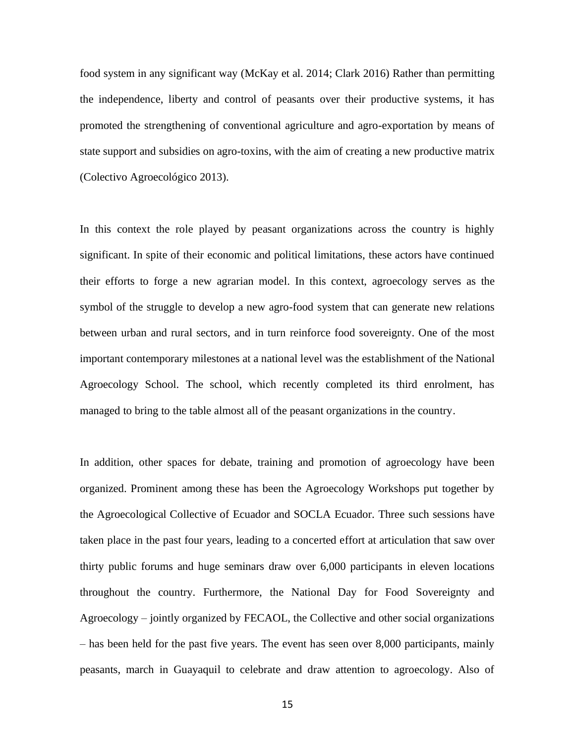food system in any significant way (McKay et al. 2014; Clark 2016) Rather than permitting the independence, liberty and control of peasants over their productive systems, it has promoted the strengthening of conventional agriculture and agro-exportation by means of state support and subsidies on agro-toxins, with the aim of creating a new productive matrix (Colectivo Agroecológico 2013).

In this context the role played by peasant organizations across the country is highly significant. In spite of their economic and political limitations, these actors have continued their efforts to forge a new agrarian model. In this context, agroecology serves as the symbol of the struggle to develop a new agro-food system that can generate new relations between urban and rural sectors, and in turn reinforce food sovereignty. One of the most important contemporary milestones at a national level was the establishment of the National Agroecology School. The school, which recently completed its third enrolment, has managed to bring to the table almost all of the peasant organizations in the country.

In addition, other spaces for debate, training and promotion of agroecology have been organized. Prominent among these has been the Agroecology Workshops put together by the Agroecological Collective of Ecuador and SOCLA Ecuador. Three such sessions have taken place in the past four years, leading to a concerted effort at articulation that saw over thirty public forums and huge seminars draw over 6,000 participants in eleven locations throughout the country. Furthermore, the National Day for Food Sovereignty and Agroecology – jointly organized by FECAOL, the Collective and other social organizations – has been held for the past five years. The event has seen over 8,000 participants, mainly peasants, march in Guayaquil to celebrate and draw attention to agroecology. Also of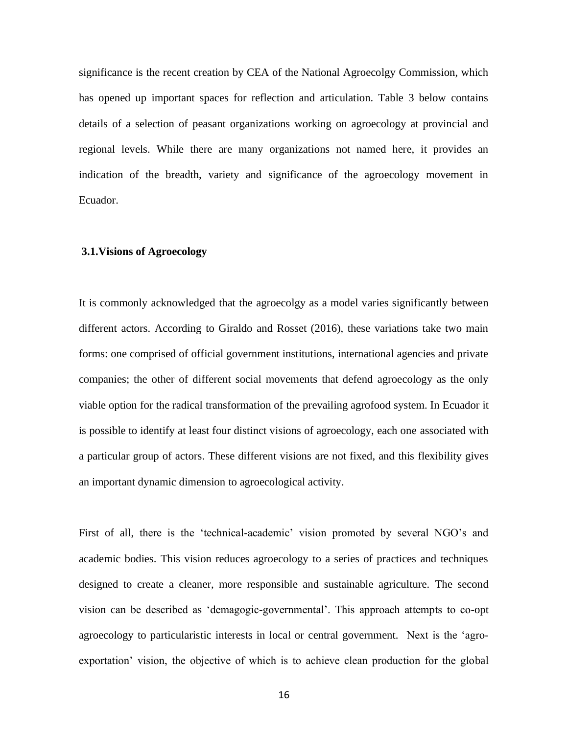significance is the recent creation by CEA of the National Agroecolgy Commission, which has opened up important spaces for reflection and articulation. Table 3 below contains details of a selection of peasant organizations working on agroecology at provincial and regional levels. While there are many organizations not named here, it provides an indication of the breadth, variety and significance of the agroecology movement in Ecuador.

### 3.1.Visions of Agroecology

It is commonly acknowledged that the agroecolgy as a model varies significantly between different actors. According to Giraldo and Rosset (2016), these variations take two main forms: one comprised of official government institutions, international agencies and private companies; the other of different social movements that defend agroecology as the only viable option for the radical transformation of the prevailing agrofood system. In Ecuador it is possible to identify at least four distinct visions of agroecology, each one associated with a particular group of actors. These different visions are not fixed, and this flexibility gives an important dynamic dimension to agroecological activity.

First of all, there is the 'technical-academic' vision promoted by several NGO's and academic bodies. This vision reduces agroecology to a series of practices and techniques designed to create a cleaner, more responsible and sustainable agriculture. The second vision can be described as 'demagogic-governmental'. This approach attempts to co-opt agroecology to particularistic interests in local or central government. Next is the 'agro-exportation' vision, the objective of which is to achieve clean production for the global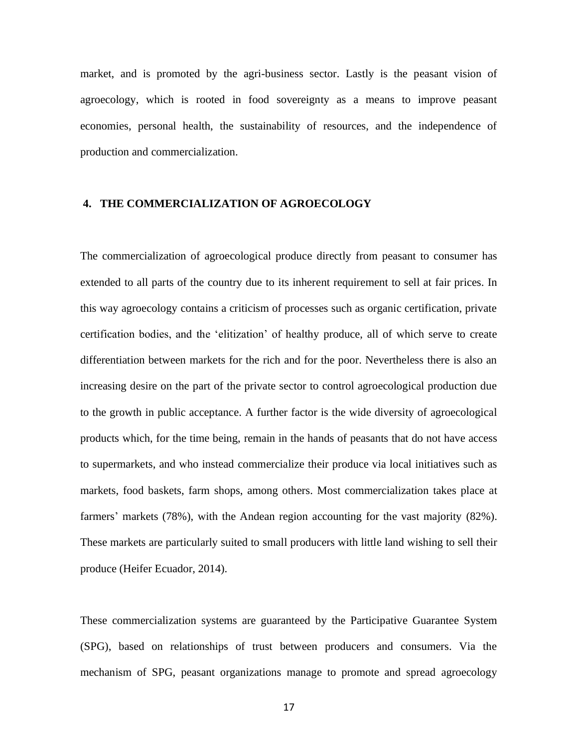market, and is promoted by the agri-business sector. Lastly is the peasant vision of agroecology, which is rooted in food sovereignty as a means to improve peasant economies, personal health, the sustainability of resources, and the independence of production and commercialization.

## 4. THE COMMERCIALIZATION OF AGROECOLOGY

The commercialization of agroecological produce directly from peasant to consumer has extended to all parts of the country due to its inherent requirement to sell at fair prices. In this way agroecology contains a criticism of processes such as organic certification, private certification bodies, and the 'elitization' of healthy produce, all of which serve to create differentiation between markets for the rich and for the poor. Nevertheless there is also an increasing desire on the part of the private sector to control agroecological production due to the growth in public acceptance. A further factor is the wide diversity of agroecological products which, for the time being, remain in the hands of peasants that do not have access to supermarkets, and who instead commercialize their produce via local initiatives such as markets, food baskets, farm shops, among others. Most commercialization takes place at farmers' markets (78%), with the Andean region accounting for the vast majority (82%). These markets are particularly suited to small producers with little land wishing to sell their produce (Heifer Ecuador, 2014).

These commercialization systems are guaranteed by the Participative Guarantee System (SPG), based on relationships of trust between producers and consumers. Via the mechanism of SPG, peasant organizations manage to promote and spread agroecology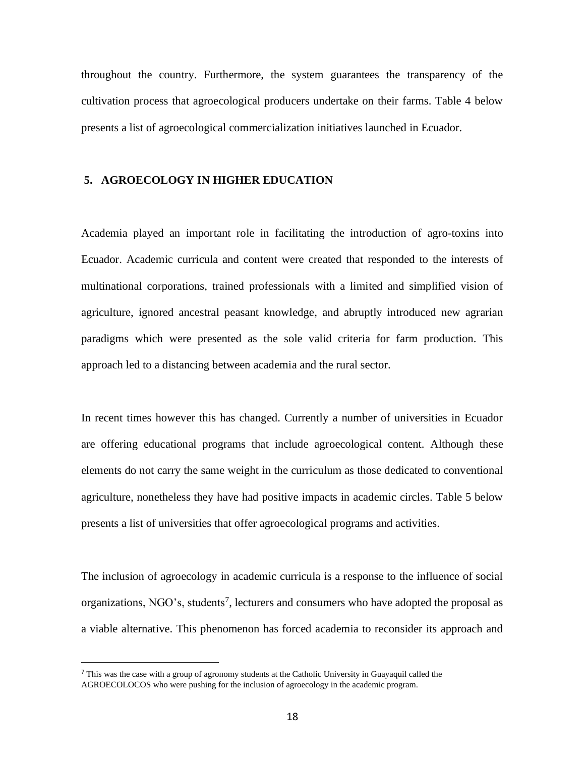throughout the country. Furthermore, the system guarantees the transparency of the cultivation process that agroecological producers undertake on their farms. Table 4 below presents a list of agroecological commercialization initiatives launched in Ecuador.

## 5. AGROECOLOGY IN HIGHER EDUCATION

Academia played an important role in facilitating the introduction of agro-toxins into Ecuador. Academic curricula and content were created that responded to the interests of multinational corporations, trained professionals with a limited and simplified vision of agriculture, ignored ancestral peasant knowledge, and abruptly introduced new agrarian paradigms which were presented as the sole valid criteria for farm production. This approach led to a distancing between academia and the rural sector.

In recent times however this has changed. Currently a number of universities in Ecuador are offering educational programs that include agroecological content. Although these elements do not carry the same weight in the curriculum as those dedicated to conventional agriculture, nonetheless they have had positive impacts in academic circles. Table 5 below presents a list of universities that offer agroecological programs and activities.

The inclusion of agroecology in academic curricula is a response to the influence of social organizations, NGO's, students[7], lecturers and consumers who have adopted the proposal as a viable alternative. This phenomenon has forced academia to reconsider its approach and

---

[7] This was the case with a group of agronomy students at the Catholic University in Guayaquil called the AGROECOLOCOS who were pushing for the inclusion of agroecology in the academic program.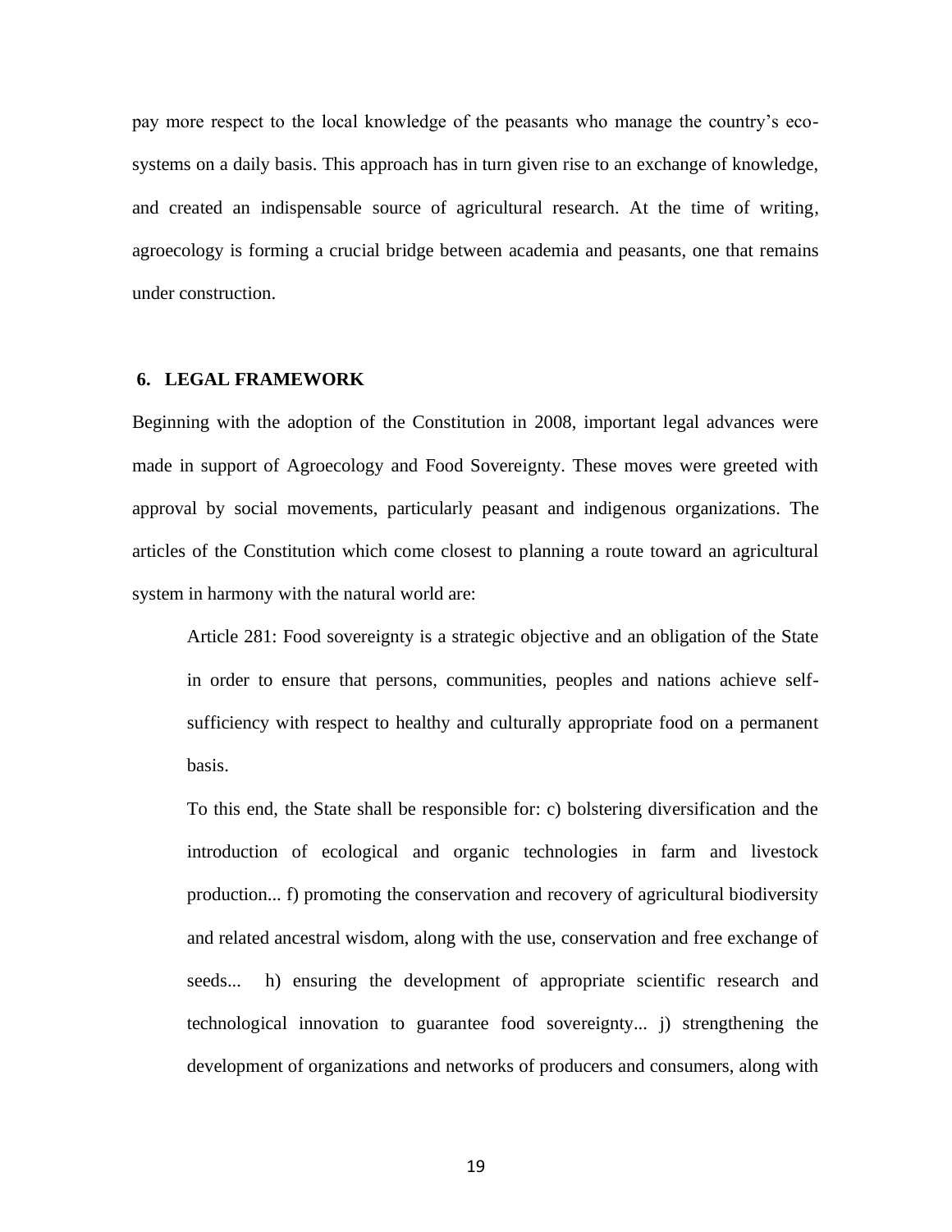pay more respect to the local knowledge of the peasants who manage the country's eco-systems on a daily basis. This approach has in turn given rise to an exchange of knowledge, and created an indispensable source of agricultural research. At the time of writing, agroecology is forming a crucial bridge between academia and peasants, one that remains under construction.

## 6. LEGAL FRAMEWORK

Beginning with the adoption of the Constitution in 2008, important legal advances were made in support of Agroecology and Food Sovereignty. These moves were greeted with approval by social movements, particularly peasant and indigenous organizations. The articles of the Constitution which come closest to planning a route toward an agricultural system in harmony with the natural world are:

> Article 281: Food sovereignty is a strategic objective and an obligation of the State in order to ensure that persons, communities, peoples and nations achieve self-sufficiency with respect to healthy and culturally appropriate food on a permanent basis.
>
> To this end, the State shall be responsible for: c) bolstering diversification and the introduction of ecological and organic technologies in farm and livestock production... f) promoting the conservation and recovery of agricultural biodiversity and related ancestral wisdom, along with the use, conservation and free exchange of seeds... h) ensuring the development of appropriate scientific research and technological innovation to guarantee food sovereignty... j) strengthening the development of organizations and networks of producers and consumers, along with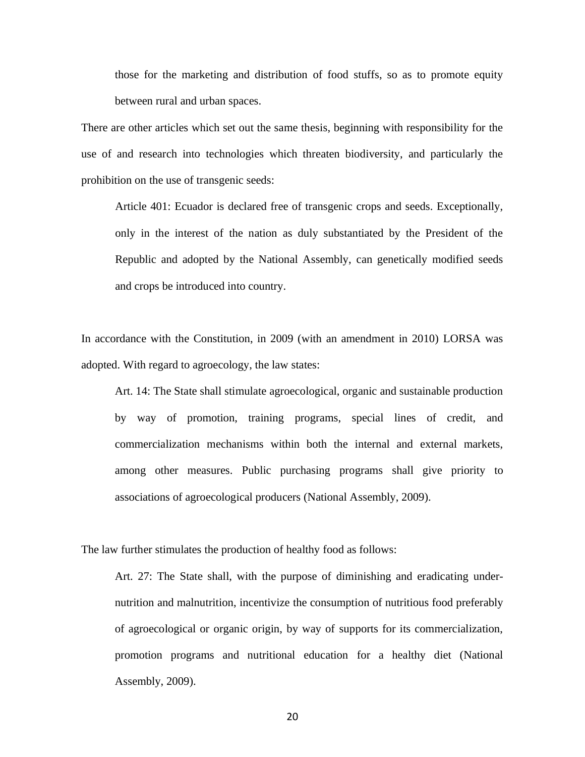> those for the marketing and distribution of food stuffs, so as to promote equity between rural and urban spaces.

There are other articles which set out the same thesis, beginning with responsibility for the use of and research into technologies which threaten biodiversity, and particularly the prohibition on the use of transgenic seeds:

> Article 401: Ecuador is declared free of transgenic crops and seeds. Exceptionally, only in the interest of the nation as duly substantiated by the President of the Republic and adopted by the National Assembly, can genetically modified seeds and crops be introduced into country.

In accordance with the Constitution, in 2009 (with an amendment in 2010) LORSA was adopted. With regard to agroecology, the law states:

> Art. 14: The State shall stimulate agroecological, organic and sustainable production by way of promotion, training programs, special lines of credit, and commercialization mechanisms within both the internal and external markets, among other measures. Public purchasing programs shall give priority to associations of agroecological producers (National Assembly, 2009).

The law further stimulates the production of healthy food as follows:

> Art. 27: The State shall, with the purpose of diminishing and eradicating under-nutrition and malnutrition, incentivize the consumption of nutritious food preferably of agroecological or organic origin, by way of supports for its commercialization, promotion programs and nutritional education for a healthy diet (National Assembly, 2009).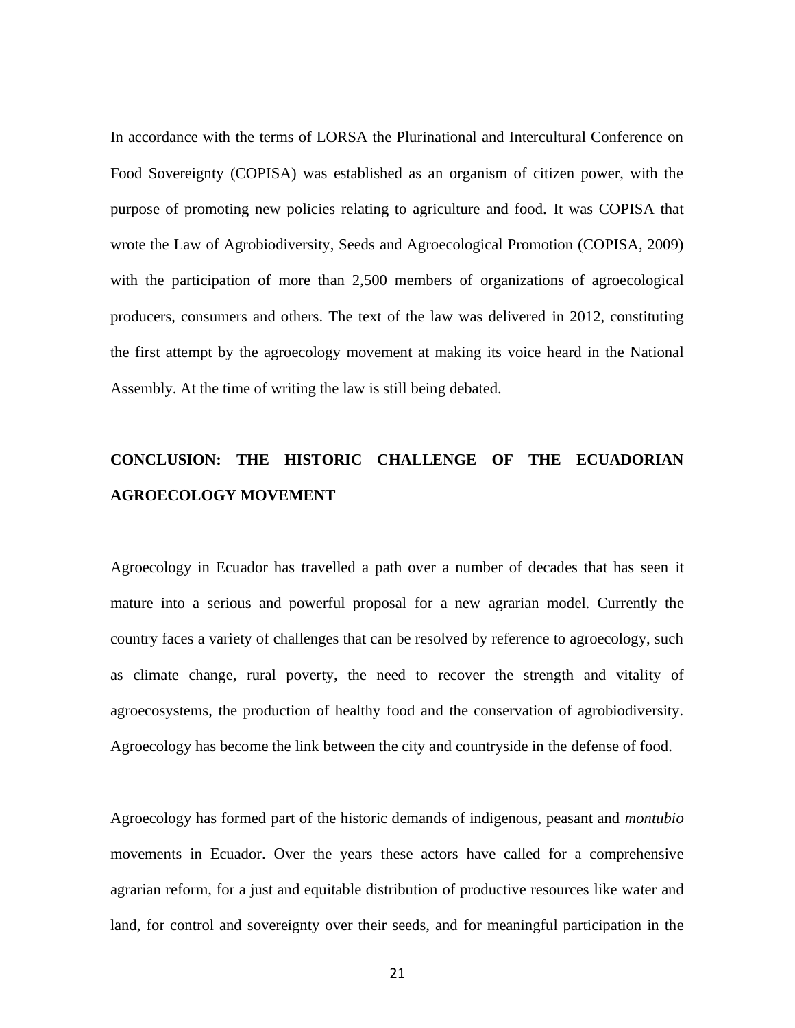In accordance with the terms of LORSA the Plurinational and Intercultural Conference on Food Sovereignty (COPISA) was established as an organism of citizen power, with the purpose of promoting new policies relating to agriculture and food. It was COPISA that wrote the Law of Agrobiodiversity, Seeds and Agroecological Promotion (COPISA, 2009) with the participation of more than 2,500 members of organizations of agroecological producers, consumers and others. The text of the law was delivered in 2012, constituting the first attempt by the agroecology movement at making its voice heard in the National Assembly. At the time of writing the law is still being debated.

## CONCLUSION: THE HISTORIC CHALLENGE OF THE ECUADORIAN AGROECOLOGY MOVEMENT

Agroecology in Ecuador has travelled a path over a number of decades that has seen it mature into a serious and powerful proposal for a new agrarian model. Currently the country faces a variety of challenges that can be resolved by reference to agroecology, such as climate change, rural poverty, the need to recover the strength and vitality of agroecosystems, the production of healthy food and the conservation of agrobiodiversity. Agroecology has become the link between the city and countryside in the defense of food.

Agroecology has formed part of the historic demands of indigenous, peasant and *montubio* movements in Ecuador. Over the years these actors have called for a comprehensive agrarian reform, for a just and equitable distribution of productive resources like water and land, for control and sovereignty over their seeds, and for meaningful participation in the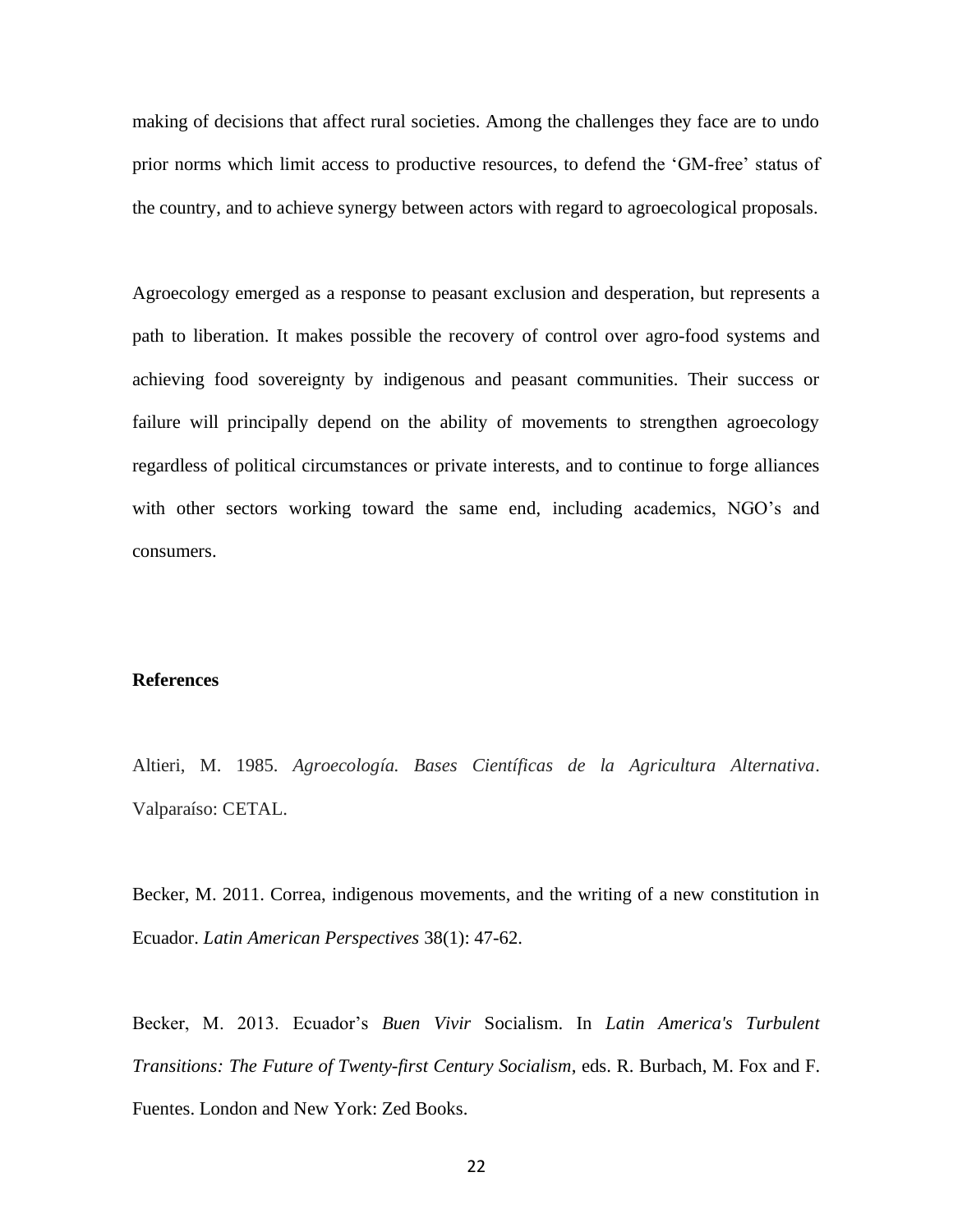making of decisions that affect rural societies. Among the challenges they face are to undo prior norms which limit access to productive resources, to defend the 'GM-free' status of the country, and to achieve synergy between actors with regard to agroecological proposals.

Agroecology emerged as a response to peasant exclusion and desperation, but represents a path to liberation. It makes possible the recovery of control over agro-food systems and achieving food sovereignty by indigenous and peasant communities. Their success or failure will principally depend on the ability of movements to strengthen agroecology regardless of political circumstances or private interests, and to continue to forge alliances with other sectors working toward the same end, including academics, NGO's and consumers.

**References**

Altieri, M. 1985. *Agroecología. Bases Científicas de la Agricultura Alternativa*. Valparaíso: CETAL.

Becker, M. 2011. Correa, indigenous movements, and the writing of a new constitution in Ecuador. *Latin American Perspectives* 38(1): 47-62.

Becker, M. 2013. Ecuador's *Buen Vivir* Socialism. In *Latin America's Turbulent Transitions: The Future of Twenty-first Century Socialism*, eds. R. Burbach, M. Fox and F. Fuentes. London and New York: Zed Books.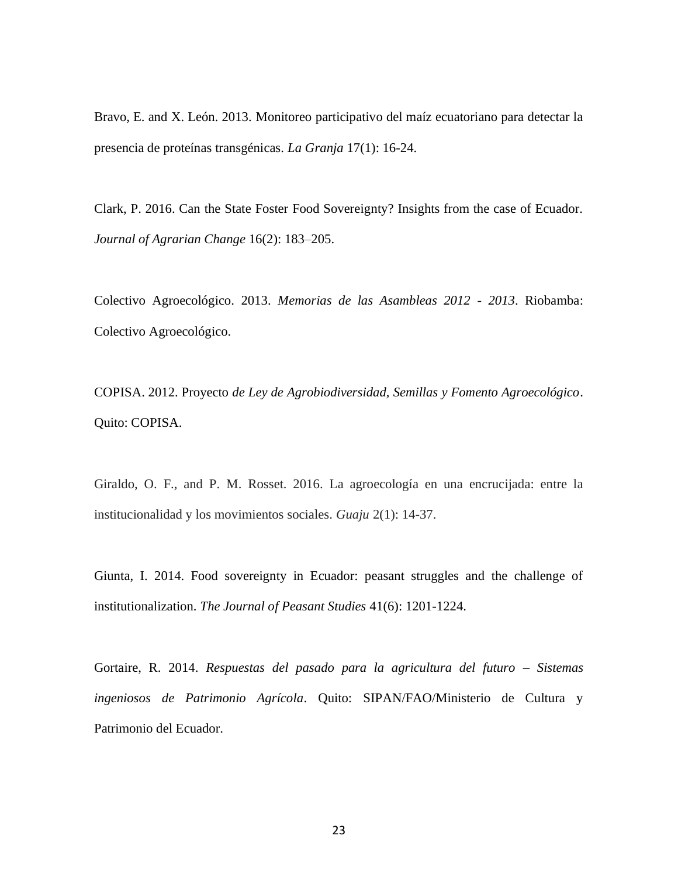Bravo, E. and X. León. 2013. Monitoreo participativo del maíz ecuatoriano para detectar la presencia de proteínas transgénicas. *La Granja* 17(1): 16-24.

Clark, P. 2016. Can the State Foster Food Sovereignty? Insights from the case of Ecuador. *Journal of Agrarian Change* 16(2): 183–205.

Colectivo Agroecológico. 2013. *Memorias de las Asambleas 2012 - 2013*. Riobamba: Colectivo Agroecológico.

COPISA. 2012. Proyecto *de Ley de Agrobiodiversidad, Semillas y Fomento Agroecológico*. Quito: COPISA.

Giraldo, O. F., and P. M. Rosset. 2016. La agroecología en una encrucijada: entre la institucionalidad y los movimientos sociales. *Guaju* 2(1): 14-37.

Giunta, I. 2014. Food sovereignty in Ecuador: peasant struggles and the challenge of institutionalization. *The Journal of Peasant Studies* 41(6): 1201-1224.

Gortaire, R. 2014. *Respuestas del pasado para la agricultura del futuro – Sistemas ingeniosos de Patrimonio Agrícola*. Quito: SIPAN/FAO/Ministerio de Cultura y Patrimonio del Ecuador.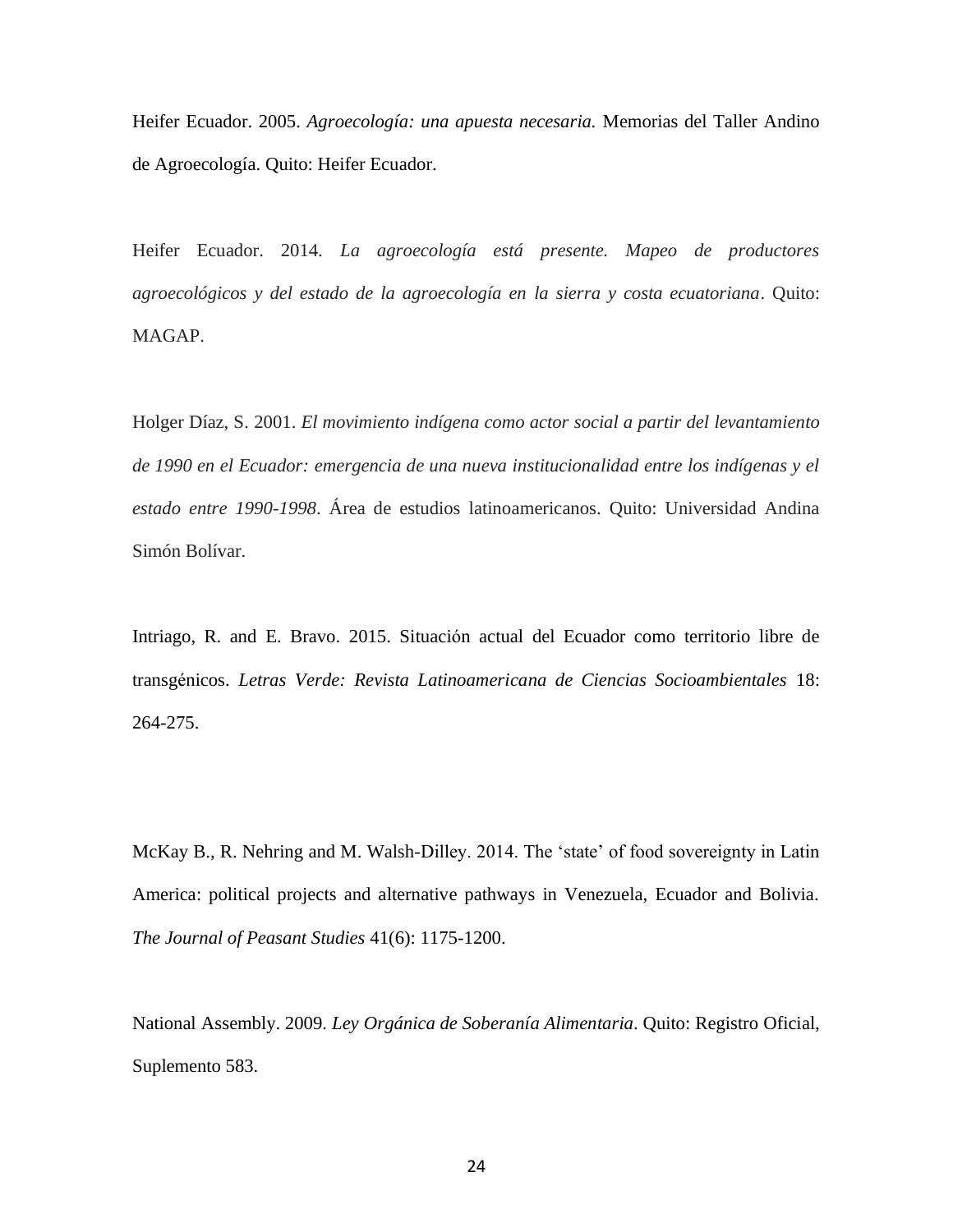Heifer Ecuador. 2005. *Agroecología: una apuesta necesaria.* Memorias del Taller Andino de Agroecología. Quito: Heifer Ecuador.

Heifer Ecuador. 2014. *La agroecología está presente. Mapeo de productores agroecológicos y del estado de la agroecología en la sierra y costa ecuatoriana*. Quito: MAGAP.

Holger Díaz, S. 2001. *El movimiento indígena como actor social a partir del levantamiento de 1990 en el Ecuador: emergencia de una nueva institucionalidad entre los indígenas y el estado entre 1990-1998*. Área de estudios latinoamericanos. Quito: Universidad Andina Simón Bolívar.

Intriago, R. and E. Bravo. 2015. Situación actual del Ecuador como territorio libre de transgénicos. *Letras Verde: Revista Latinoamericana de Ciencias Socioambientales* 18: 264-275.

McKay B., R. Nehring and M. Walsh-Dilley. 2014. The 'state' of food sovereignty in Latin America: political projects and alternative pathways in Venezuela, Ecuador and Bolivia. *The Journal of Peasant Studies* 41(6): 1175-1200.

National Assembly. 2009. *Ley Orgánica de Soberanía Alimentaria*. Quito: Registro Oficial, Suplemento 583.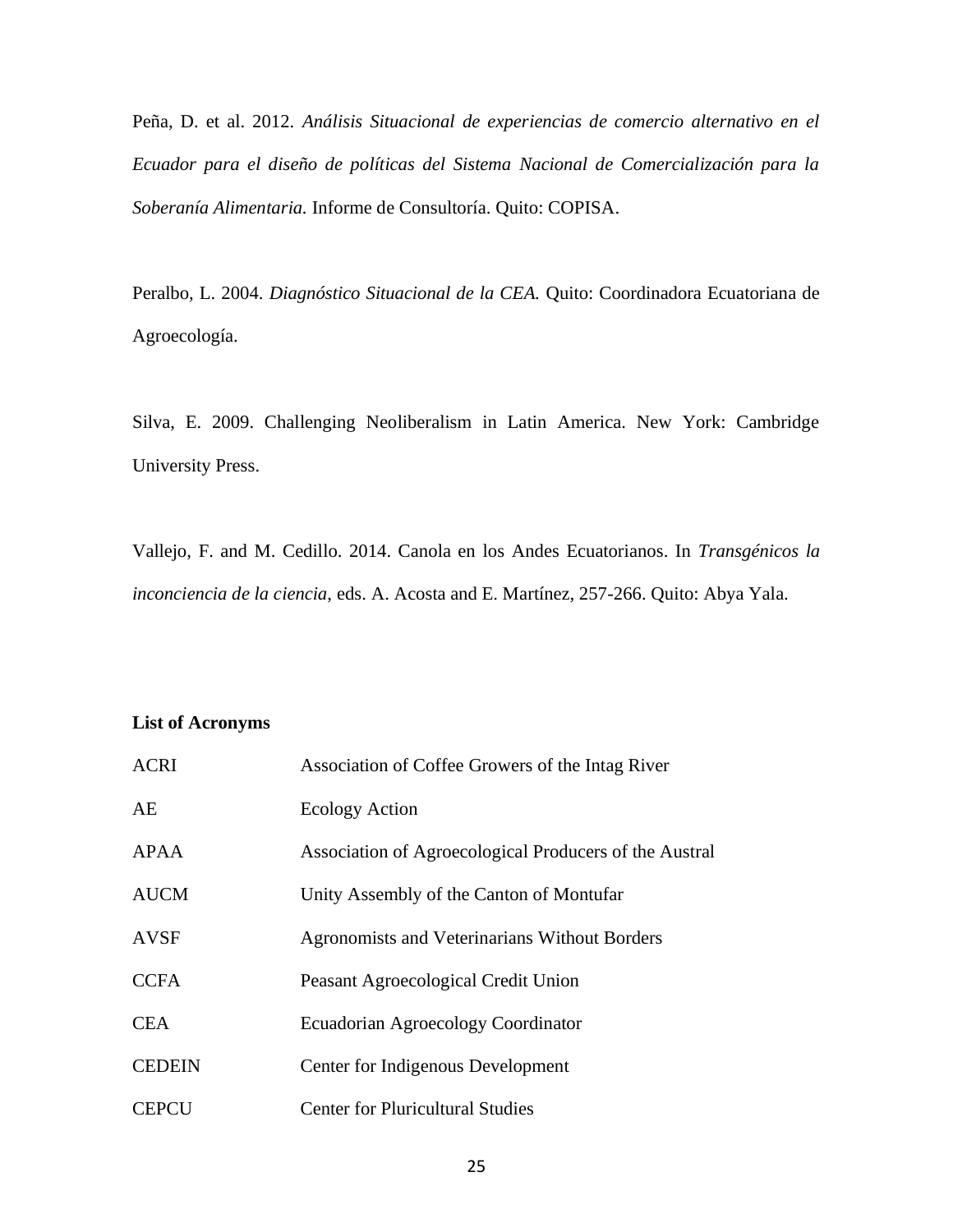Peña, D. et al. 2012. *Análisis Situacional de experiencias de comercio alternativo en el Ecuador para el diseño de políticas del Sistema Nacional de Comercialización para la Soberanía Alimentaria.* Informe de Consultoría. Quito: COPISA.

Peralbo, L. 2004. *Diagnóstico Situacional de la CEA.* Quito: Coordinadora Ecuatoriana de Agroecología.

Silva, E. 2009. Challenging Neoliberalism in Latin America. New York: Cambridge University Press.

Vallejo, F. and M. Cedillo. 2014. Canola en los Andes Ecuatorianos. In *Transgénicos la inconciencia de la ciencia*, eds. A. Acosta and E. Martínez, 257-266. Quito: Abya Yala.

**List of Acronyms**

| | |
|---|---|
| ACRI | Association of Coffee Growers of the Intag River |
| AE | Ecology Action |
| APAA | Association of Agroecological Producers of the Austral |
| AUCM | Unity Assembly of the Canton of Montufar |
| AVSF | Agronomists and Veterinarians Without Borders |
| CCFA | Peasant Agroecological Credit Union |
| CEA | Ecuadorian Agroecology Coordinator |
| CEDEIN | Center for Indigenous Development |
| CEPCU | Center for Pluricultural Studies |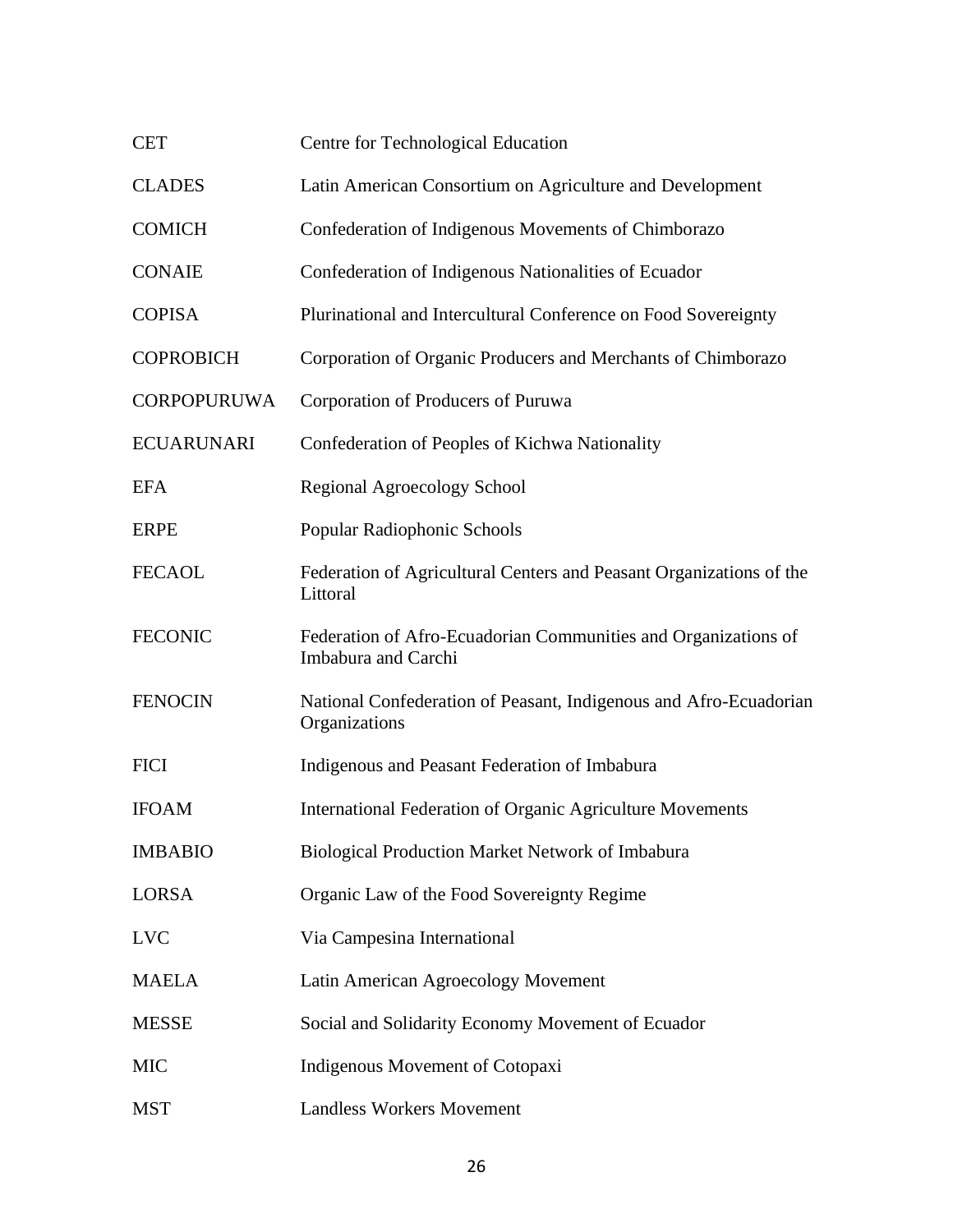| | |
|---|---|
| CET | Centre for Technological Education |
| CLADES | Latin American Consortium on Agriculture and Development |
| COMICH | Confederation of Indigenous Movements of Chimborazo |
| CONAIE | Confederation of Indigenous Nationalities of Ecuador |
| COPISA | Plurinational and Intercultural Conference on Food Sovereignty |
| COPROBICH | Corporation of Organic Producers and Merchants of Chimborazo |
| CORPOPURUWA | Corporation of Producers of Puruwa |
| ECUARUNARI | Confederation of Peoples of Kichwa Nationality |
| EFA | Regional Agroecology School |
| ERPE | Popular Radiophonic Schools |
| FECAOL | Federation of Agricultural Centers and Peasant Organizations of the Littoral |
| FECONIC | Federation of Afro-Ecuadorian Communities and Organizations of Imbabura and Carchi |
| FENOCIN | National Confederation of Peasant, Indigenous and Afro-Ecuadorian Organizations |
| FICI | Indigenous and Peasant Federation of Imbabura |
| IFOAM | International Federation of Organic Agriculture Movements |
| IMBABIO | Biological Production Market Network of Imbabura |
| LORSA | Organic Law of the Food Sovereignty Regime |
| LVC | Via Campesina International |
| MAELA | Latin American Agroecology Movement |
| MESSE | Social and Solidarity Economy Movement of Ecuador |
| MIC | Indigenous Movement of Cotopaxi |
| MST | Landless Workers Movement |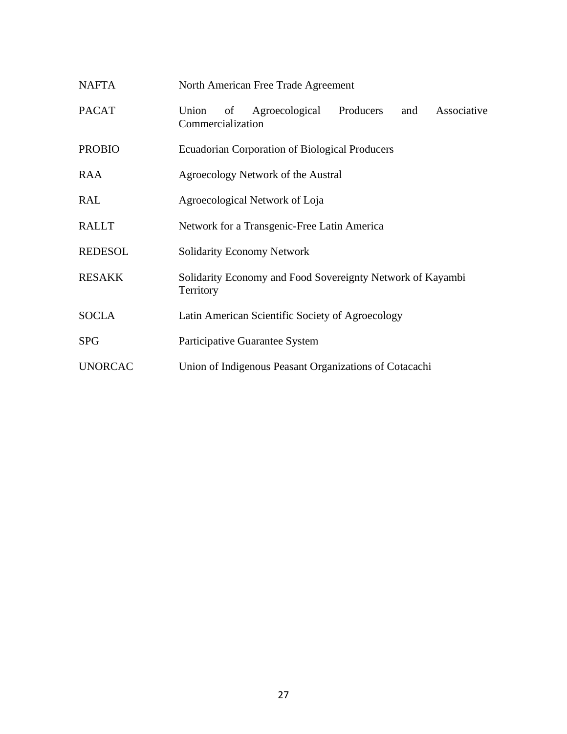| | |
|---|---|
| NAFTA | North American Free Trade Agreement |
| PACAT | Union of Agroecological Producers and Associative Commercialization |
| PROBIO | Ecuadorian Corporation of Biological Producers |
| RAA | Agroecology Network of the Austral |
| RAL | Agroecological Network of Loja |
| RALLT | Network for a Transgenic-Free Latin America |
| REDESOL | Solidarity Economy Network |
| RESAKK | Solidarity Economy and Food Sovereignty Network of Kayambi Territory |
| SOCLA | Latin American Scientific Society of Agroecology |
| SPG | Participative Guarantee System |
| UNORCAC | Union of Indigenous Peasant Organizations of Cotacachi |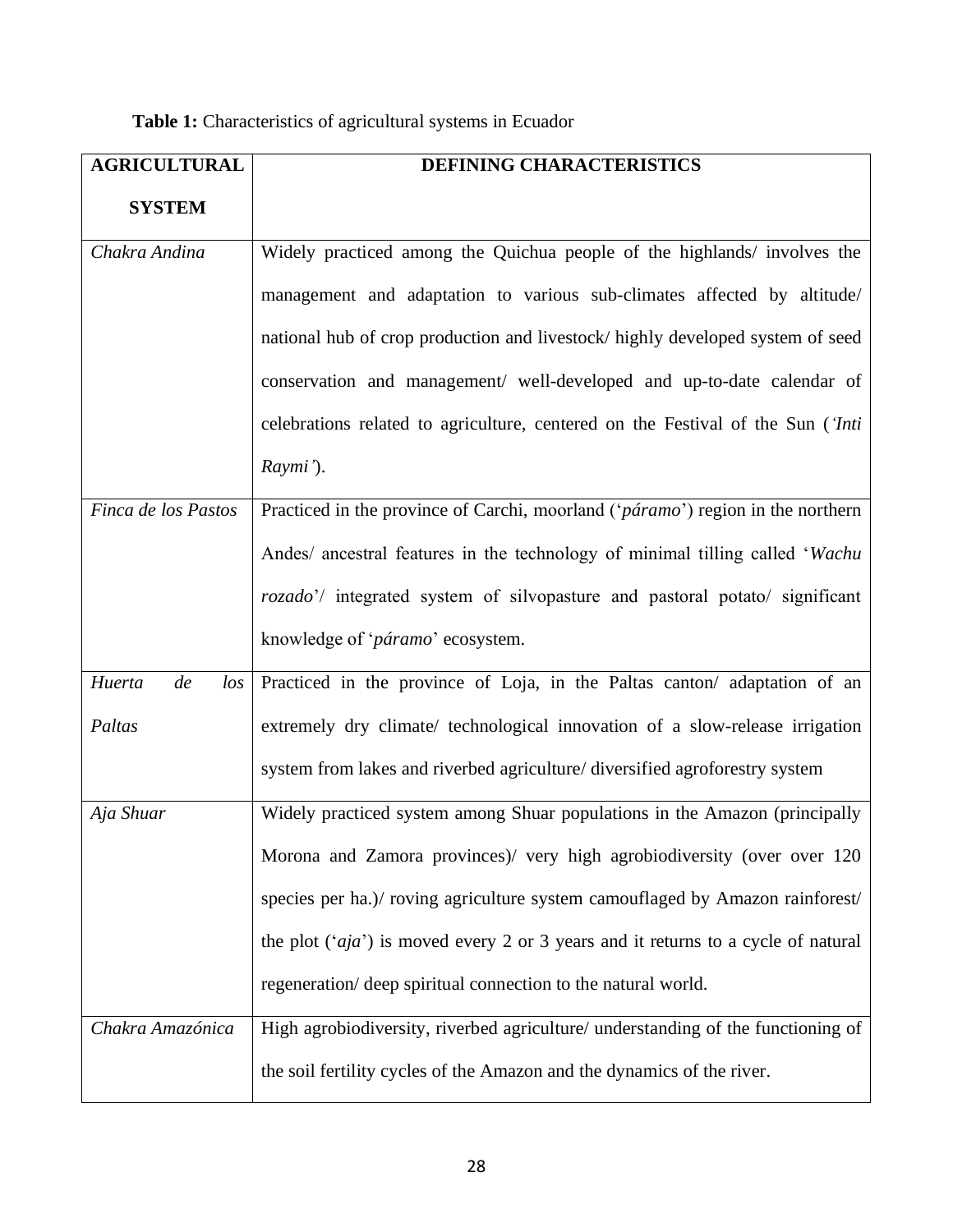**Table 1:** Characteristics of agricultural systems in Ecuador

| **AGRICULTURAL SYSTEM** | **DEFINING CHARACTERISTICS** |
|---|---|
| *Chakra Andina* | Widely practiced among the Quichua people of the highlands/ involves the management and adaptation to various sub-climates affected by altitude/ national hub of crop production and livestock/ highly developed system of seed conservation and management/ well-developed and up-to-date calendar of celebrations related to agriculture, centered on the Festival of the Sun (*'Inti Raymi'*). |
| *Finca de los Pastos* | Practiced in the province of Carchi, moorland ('*páramo*') region in the northern Andes/ ancestral features in the technology of minimal tilling called '*Wachu rozado*'/ integrated system of silvopasture and pastoral potato/ significant knowledge of '*páramo*' ecosystem. |
| *Huerta de los Paltas* | Practiced in the province of Loja, in the Paltas canton/ adaptation of an extremely dry climate/ technological innovation of a slow-release irrigation system from lakes and riverbed agriculture/ diversified agroforestry system |
| *Aja Shuar* | Widely practiced system among Shuar populations in the Amazon (principally Morona and Zamora provinces)/ very high agrobiodiversity (over over 120 species per ha.)/ roving agriculture system camouflaged by Amazon rainforest/ the plot ('*aja*') is moved every 2 or 3 years and it returns to a cycle of natural regeneration/ deep spiritual connection to the natural world. |
| *Chakra Amazónica* | High agrobiodiversity, riverbed agriculture/ understanding of the functioning of the soil fertility cycles of the Amazon and the dynamics of the river. |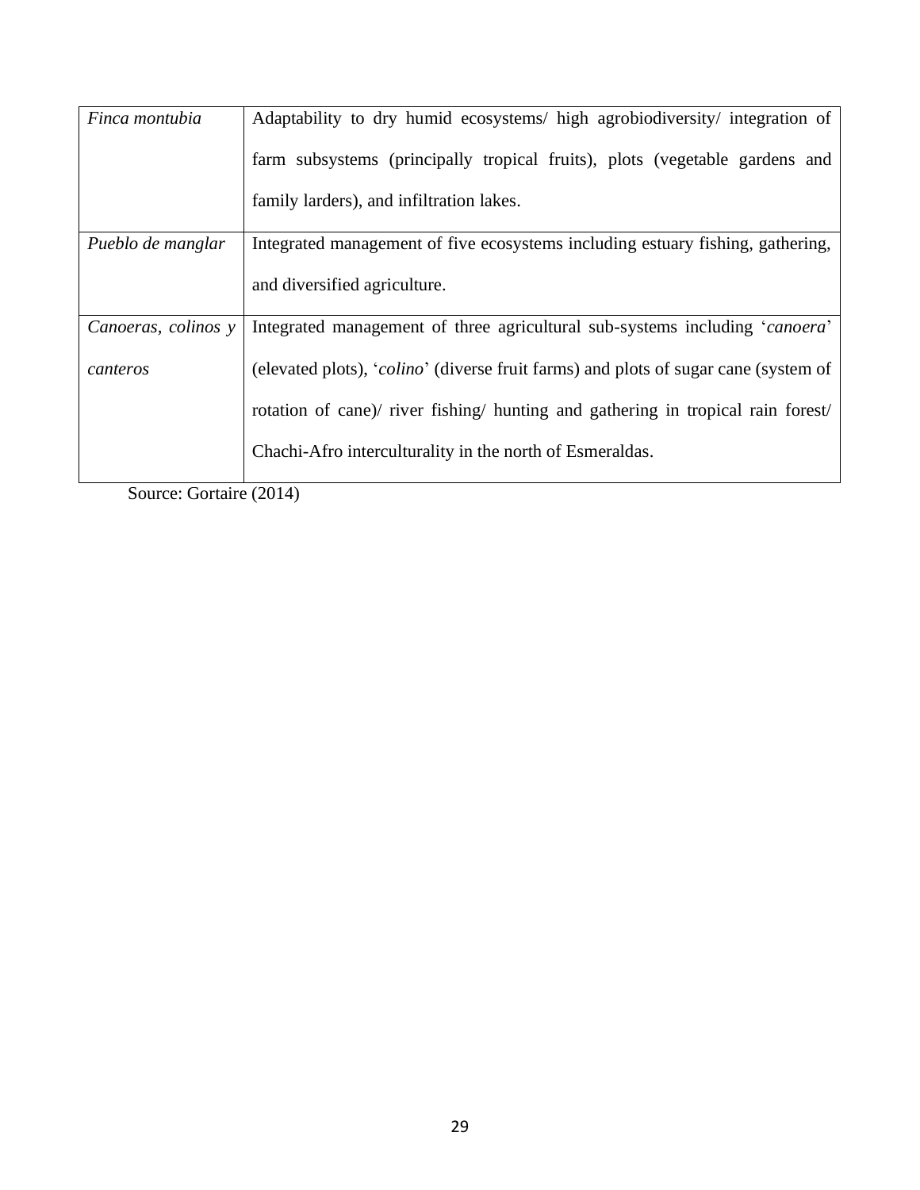| | |
|---|---|
| *Finca montubia* | Adaptability to dry humid ecosystems/ high agrobiodiversity/ integration of farm subsystems (principally tropical fruits), plots (vegetable gardens and family larders), and infiltration lakes. |
| *Pueblo de manglar* | Integrated management of five ecosystems including estuary fishing, gathering, and diversified agriculture. |
| *Canoeras, colinos y canteros* | Integrated management of three agricultural sub-systems including '*canoera*' (elevated plots), '*colino*' (diverse fruit farms) and plots of sugar cane (system of rotation of cane)/ river fishing/ hunting and gathering in tropical rain forest/ Chachi-Afro interculturality in the north of Esmeraldas. |

Source: Gortaire (2014)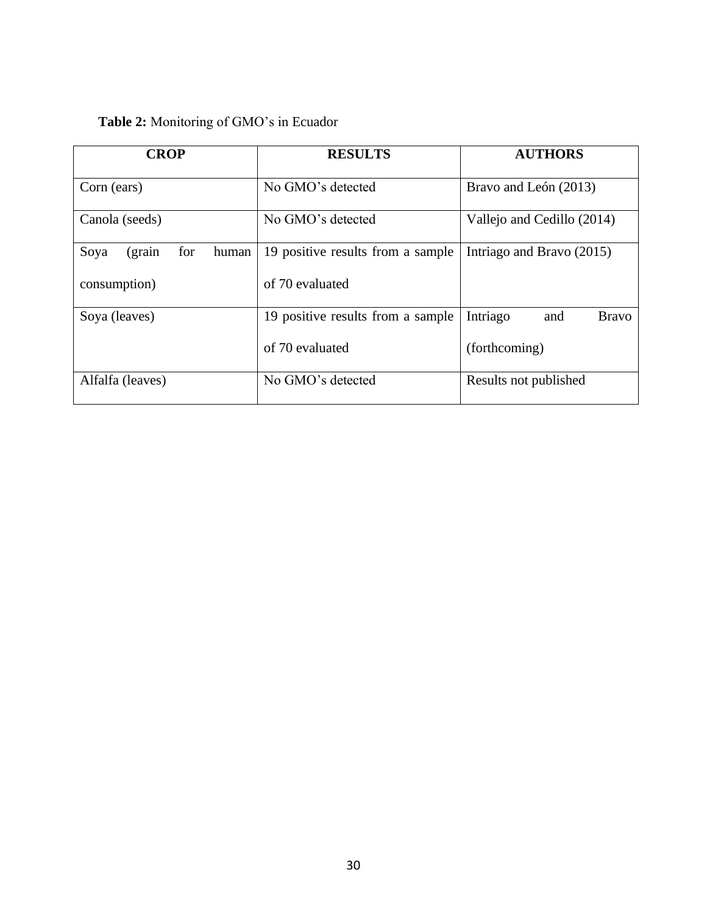**Table 2:** Monitoring of GMO's in Ecuador

| CROP | RESULTS | AUTHORS |
| --- | --- | --- |
| Corn (ears) | No GMO's detected | Bravo and León (2013) |
| Canola (seeds) | No GMO's detected | Vallejo and Cedillo (2014) |
| Soya (grain for human consumption) | 19 positive results from a sample of 70 evaluated | Intriago and Bravo (2015) |
| Soya (leaves) | 19 positive results from a sample of 70 evaluated | Intriago and Bravo (forthcoming) |
| Alfalfa (leaves) | No GMO's detected | Results not published |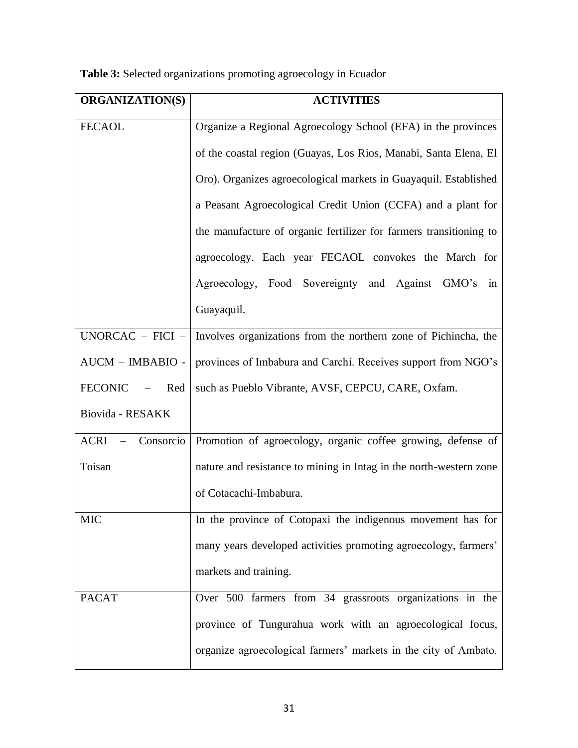**Table 3:** Selected organizations promoting agroecology in Ecuador

| ORGANIZATION(S) | ACTIVITIES |
|---|---|
| FECAOL | Organize a Regional Agroecology School (EFA) in the provinces of the coastal region (Guayas, Los Rios, Manabi, Santa Elena, El Oro). Organizes agroecological markets in Guayaquil. Established a Peasant Agroecological Credit Union (CCFA) and a plant for the manufacture of organic fertilizer for farmers transitioning to agroecology. Each year FECAOL convokes the March for Agroecology, Food Sovereignty and Against GMO's in Guayaquil. |
| UNORCAC – FICI – AUCM – IMBABIO - FECONIC – Red Biovida - RESAKK | Involves organizations from the northern zone of Pichincha, the provinces of Imbabura and Carchi. Receives support from NGO's such as Pueblo Vibrante, AVSF, CEPCU, CARE, Oxfam. |
| ACRI – Consorcio Toisan | Promotion of agroecology, organic coffee growing, defense of nature and resistance to mining in Intag in the north-western zone of Cotacachi-Imbabura. |
| MIC | In the province of Cotopaxi the indigenous movement has for many years developed activities promoting agroecology, farmers' markets and training. |
| PACAT | Over 500 farmers from 34 grassroots organizations in the province of Tungurahua work with an agroecological focus, organize agroecological farmers' markets in the city of Ambato. |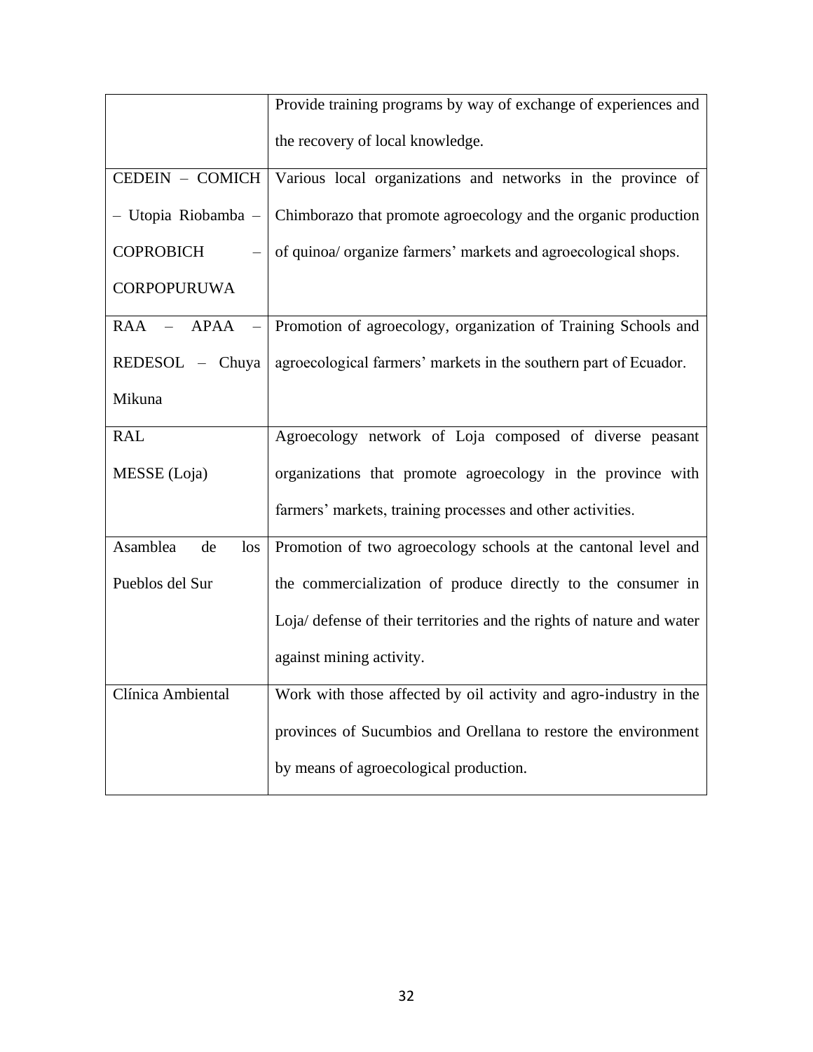| | |
|---|---|
| | Provide training programs by way of exchange of experiences and the recovery of local knowledge. |
| CEDEIN – COMICH – Utopia Riobamba – COPROBICH – CORPOPURUWA | Various local organizations and networks in the province of Chimborazo that promote agroecology and the organic production of quinoa/ organize farmers' markets and agroecological shops. |
| RAA – APAA – REDESOL – Chuya Mikuna | Promotion of agroecology, organization of Training Schools and agroecological farmers' markets in the southern part of Ecuador. |
| RAL MESSE (Loja) | Agroecology network of Loja composed of diverse peasant organizations that promote agroecology in the province with farmers' markets, training processes and other activities. |
| Asamblea de los Pueblos del Sur | Promotion of two agroecology schools at the cantonal level and the commercialization of produce directly to the consumer in Loja/ defense of their territories and the rights of nature and water against mining activity. |
| Clínica Ambiental | Work with those affected by oil activity and agro-industry in the provinces of Sucumbios and Orellana to restore the environment by means of agroecological production. |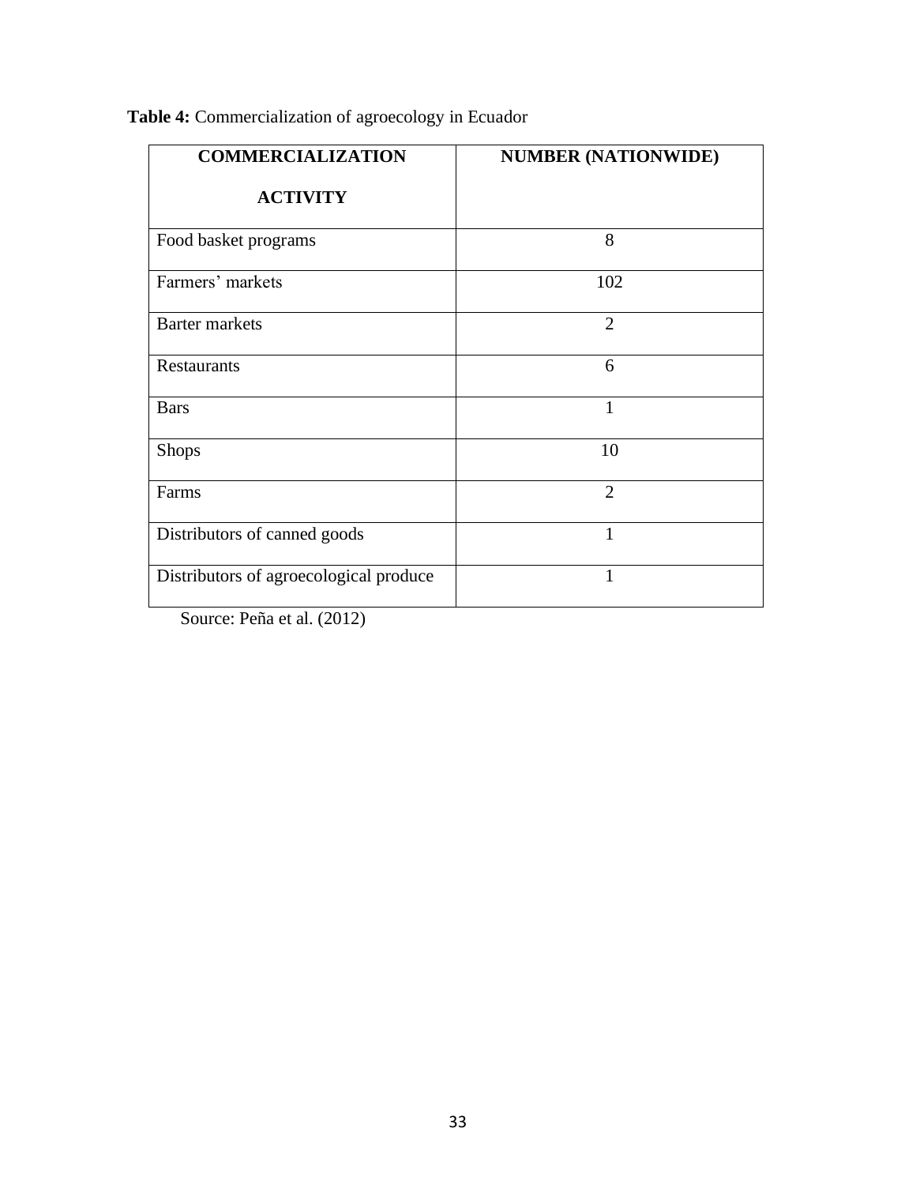**Table 4:** Commercialization of agroecology in Ecuador

| COMMERCIALIZATION ACTIVITY | NUMBER (NATIONWIDE) |
|---|---|
| Food basket programs | 8 |
| Farmers' markets | 102 |
| Barter markets | 2 |
| Restaurants | 6 |
| Bars | 1 |
| Shops | 10 |
| Farms | 2 |
| Distributors of canned goods | 1 |
| Distributors of agroecological produce | 1 |

Source: Peña et al. (2012)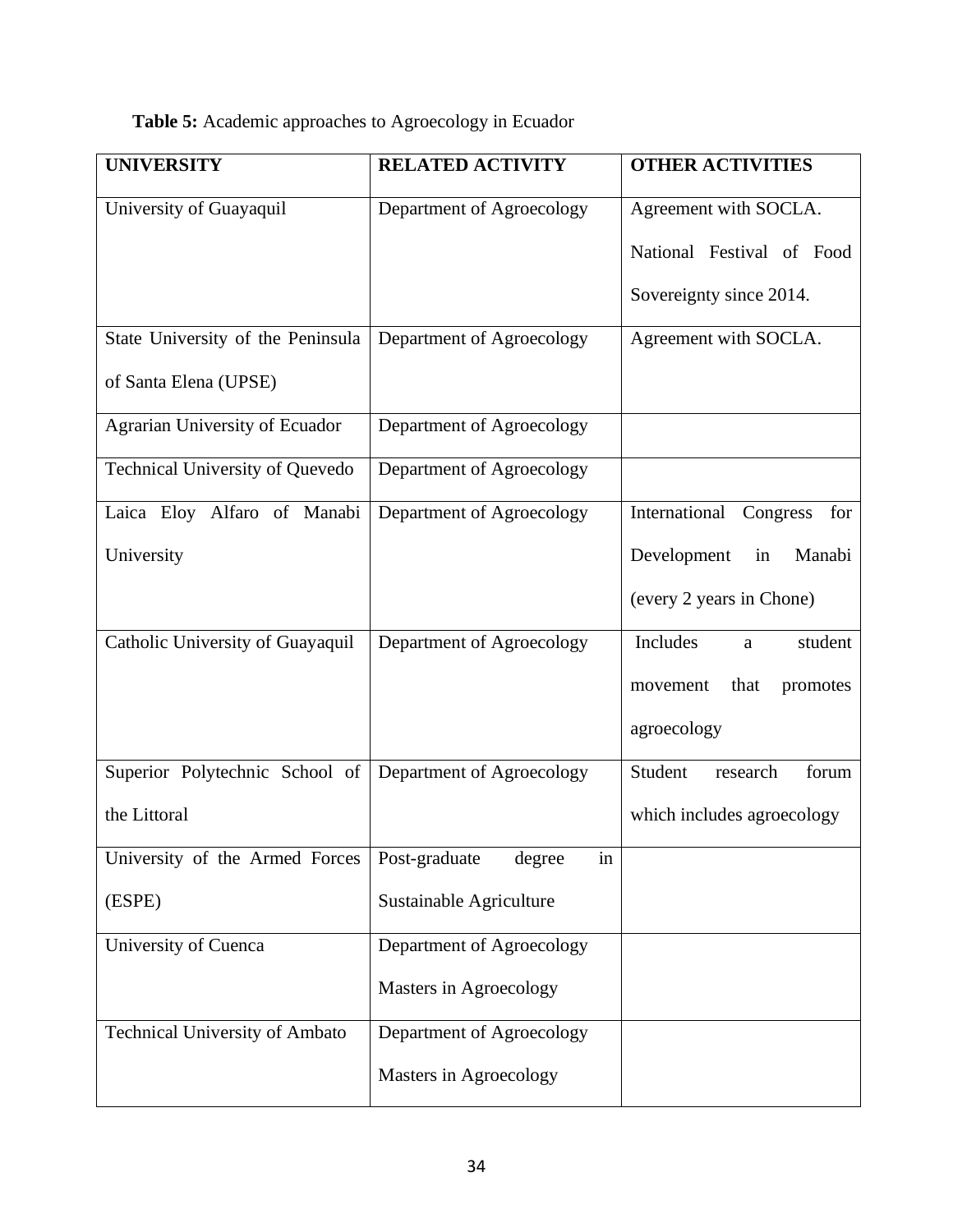**Table 5:** Academic approaches to Agroecology in Ecuador

| UNIVERSITY | RELATED ACTIVITY | OTHER ACTIVITIES |
|---|---|---|
| University of Guayaquil | Department of Agroecology | Agreement with SOCLA. National Festival of Food Sovereignty since 2014. |
| State University of the Peninsula of Santa Elena (UPSE) | Department of Agroecology | Agreement with SOCLA. |
| Agrarian University of Ecuador | Department of Agroecology | |
| Technical University of Quevedo | Department of Agroecology | |
| Laica Eloy Alfaro of Manabi University | Department of Agroecology | International Congress for Development in Manabi (every 2 years in Chone) |
| Catholic University of Guayaquil | Department of Agroecology | Includes a student movement that promotes agroecology |
| Superior Polytechnic School of the Littoral | Department of Agroecology | Student research forum which includes agroecology |
| University of the Armed Forces (ESPE) | Post-graduate degree in Sustainable Agriculture | |
| University of Cuenca | Department of Agroecology Masters in Agroecology | |
| Technical University of Ambato | Department of Agroecology Masters in Agroecology | |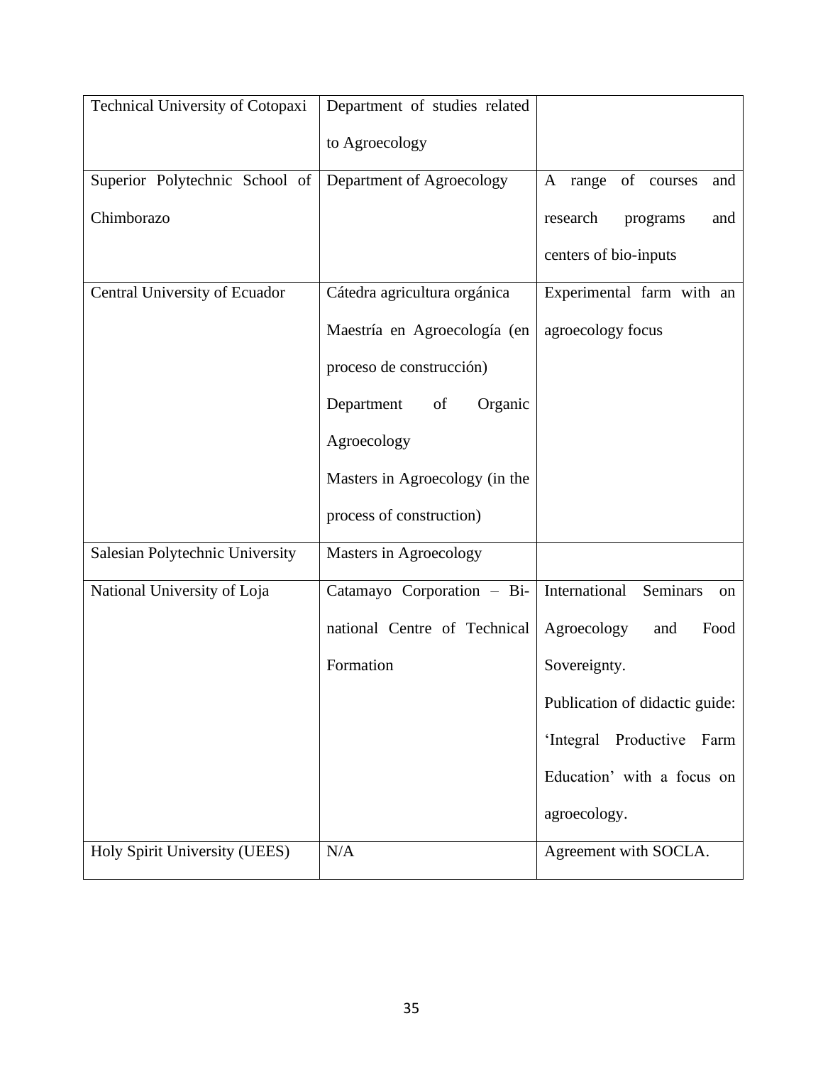| | | |
|---|---|---|
| Technical University of Cotopaxi | Department of studies related to Agroecology | |
| Superior Polytechnic School of Chimborazo | Department of Agroecology | A range of courses and research programs and centers of bio-inputs |
| Central University of Ecuador | Cátedra agricultura orgánica<br>Maestría en Agroecología (en proceso de construcción)<br>Department of Organic Agroecology<br>Masters in Agroecology (in the process of construction) | Experimental farm with an agroecology focus |
| Salesian Polytechnic University | Masters in Agroecology | |
| National University of Loja | Catamayo Corporation – Bi-national Centre of Technical Formation | International Seminars on Agroecology and Food Sovereignty.<br>Publication of didactic guide: 'Integral Productive Farm Education' with a focus on agroecology. |
| Holy Spirit University (UEES) | N/A | Agreement with SOCLA. |